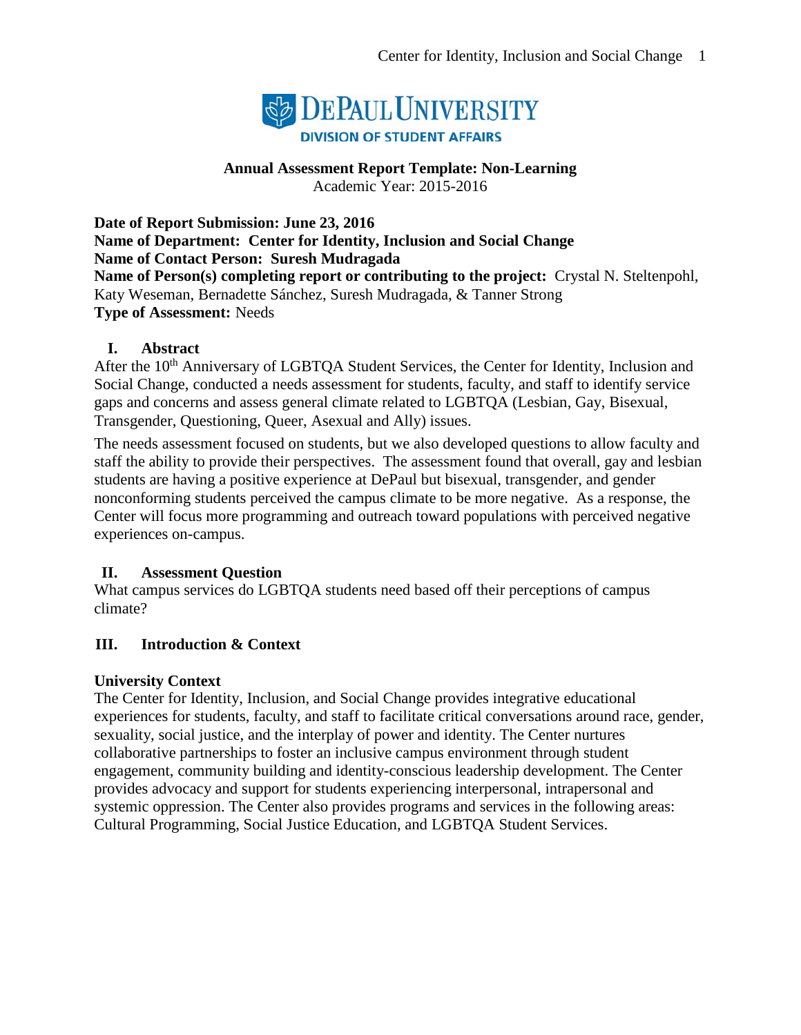DePaul University
Division of Student Affairs

**Annual Assessment Report Template: Non-Learning**
Academic Year: 2015-2016

**Date of Report Submission: June 23, 2016**
**Name of Department: Center for Identity, Inclusion and Social Change**
**Name of Contact Person: Suresh Mudragada**
**Name of Person(s) completing report or contributing to the project:** Crystal N. Steltenpohl, Katy Weseman, Bernadette Sánchez, Suresh Mudragada, & Tanner Strong
**Type of Assessment:** Needs

## I. Abstract

After the 10th Anniversary of LGBTQA Student Services, the Center for Identity, Inclusion and Social Change, conducted a needs assessment for students, faculty, and staff to identify service gaps and concerns and assess general climate related to LGBTQA (Lesbian, Gay, Bisexual, Transgender, Questioning, Queer, Asexual and Ally) issues.

The needs assessment focused on students, but we also developed questions to allow faculty and staff the ability to provide their perspectives. The assessment found that overall, gay and lesbian students are having a positive experience at DePaul but bisexual, transgender, and gender nonconforming students perceived the campus climate to be more negative. As a response, the Center will focus more programming and outreach toward populations with perceived negative experiences on-campus.

## II. Assessment Question

What campus services do LGBTQA students need based off their perceptions of campus climate?

## III. Introduction & Context

### University Context

The Center for Identity, Inclusion, and Social Change provides integrative educational experiences for students, faculty, and staff to facilitate critical conversations around race, gender, sexuality, social justice, and the interplay of power and identity. The Center nurtures collaborative partnerships to foster an inclusive campus environment through student engagement, community building and identity-conscious leadership development. The Center provides advocacy and support for students experiencing interpersonal, intrapersonal and systemic oppression. The Center also provides programs and services in the following areas: Cultural Programming, Social Justice Education, and LGBTQA Student Services.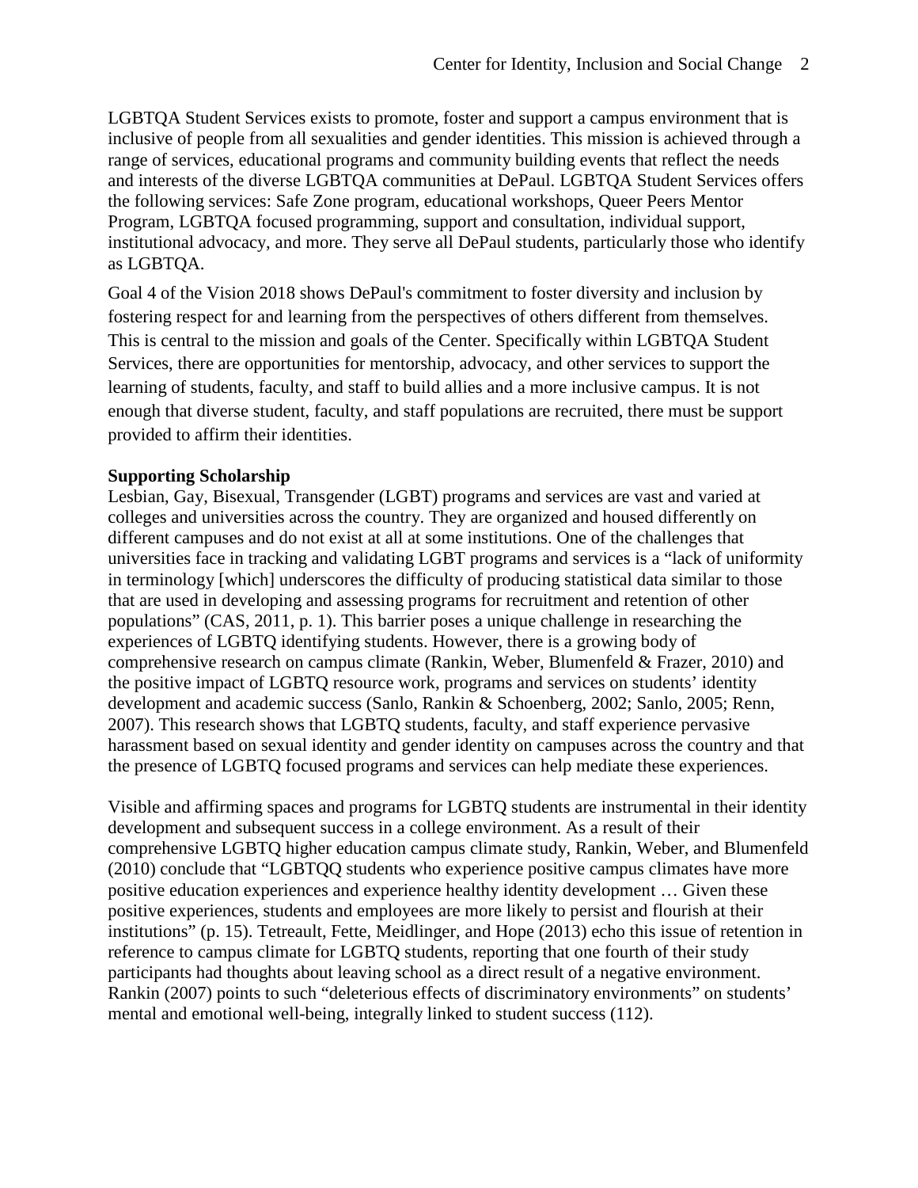LGBTQA Student Services exists to promote, foster and support a campus environment that is inclusive of people from all sexualities and gender identities. This mission is achieved through a range of services, educational programs and community building events that reflect the needs and interests of the diverse LGBTQA communities at DePaul. LGBTQA Student Services offers the following services: Safe Zone program, educational workshops, Queer Peers Mentor Program, LGBTQA focused programming, support and consultation, individual support, institutional advocacy, and more. They serve all DePaul students, particularly those who identify as LGBTQA.

Goal 4 of the Vision 2018 shows DePaul's commitment to foster diversity and inclusion by fostering respect for and learning from the perspectives of others different from themselves. This is central to the mission and goals of the Center. Specifically within LGBTQA Student Services, there are opportunities for mentorship, advocacy, and other services to support the learning of students, faculty, and staff to build allies and a more inclusive campus. It is not enough that diverse student, faculty, and staff populations are recruited, there must be support provided to affirm their identities.

**Supporting Scholarship**

Lesbian, Gay, Bisexual, Transgender (LGBT) programs and services are vast and varied at colleges and universities across the country. They are organized and housed differently on different campuses and do not exist at all at some institutions. One of the challenges that universities face in tracking and validating LGBT programs and services is a "lack of uniformity in terminology [which] underscores the difficulty of producing statistical data similar to those that are used in developing and assessing programs for recruitment and retention of other populations" (CAS, 2011, p. 1). This barrier poses a unique challenge in researching the experiences of LGBTQ identifying students. However, there is a growing body of comprehensive research on campus climate (Rankin, Weber, Blumenfeld & Frazer, 2010) and the positive impact of LGBTQ resource work, programs and services on students' identity development and academic success (Sanlo, Rankin & Schoenberg, 2002; Sanlo, 2005; Renn, 2007). This research shows that LGBTQ students, faculty, and staff experience pervasive harassment based on sexual identity and gender identity on campuses across the country and that the presence of LGBTQ focused programs and services can help mediate these experiences.

Visible and affirming spaces and programs for LGBTQ students are instrumental in their identity development and subsequent success in a college environment. As a result of their comprehensive LGBTQ higher education campus climate study, Rankin, Weber, and Blumenfeld (2010) conclude that "LGBTQQ students who experience positive campus climates have more positive education experiences and experience healthy identity development … Given these positive experiences, students and employees are more likely to persist and flourish at their institutions" (p. 15). Tetreault, Fette, Meidlinger, and Hope (2013) echo this issue of retention in reference to campus climate for LGBTQ students, reporting that one fourth of their study participants had thoughts about leaving school as a direct result of a negative environment. Rankin (2007) points to such "deleterious effects of discriminatory environments" on students' mental and emotional well-being, integrally linked to student success (112).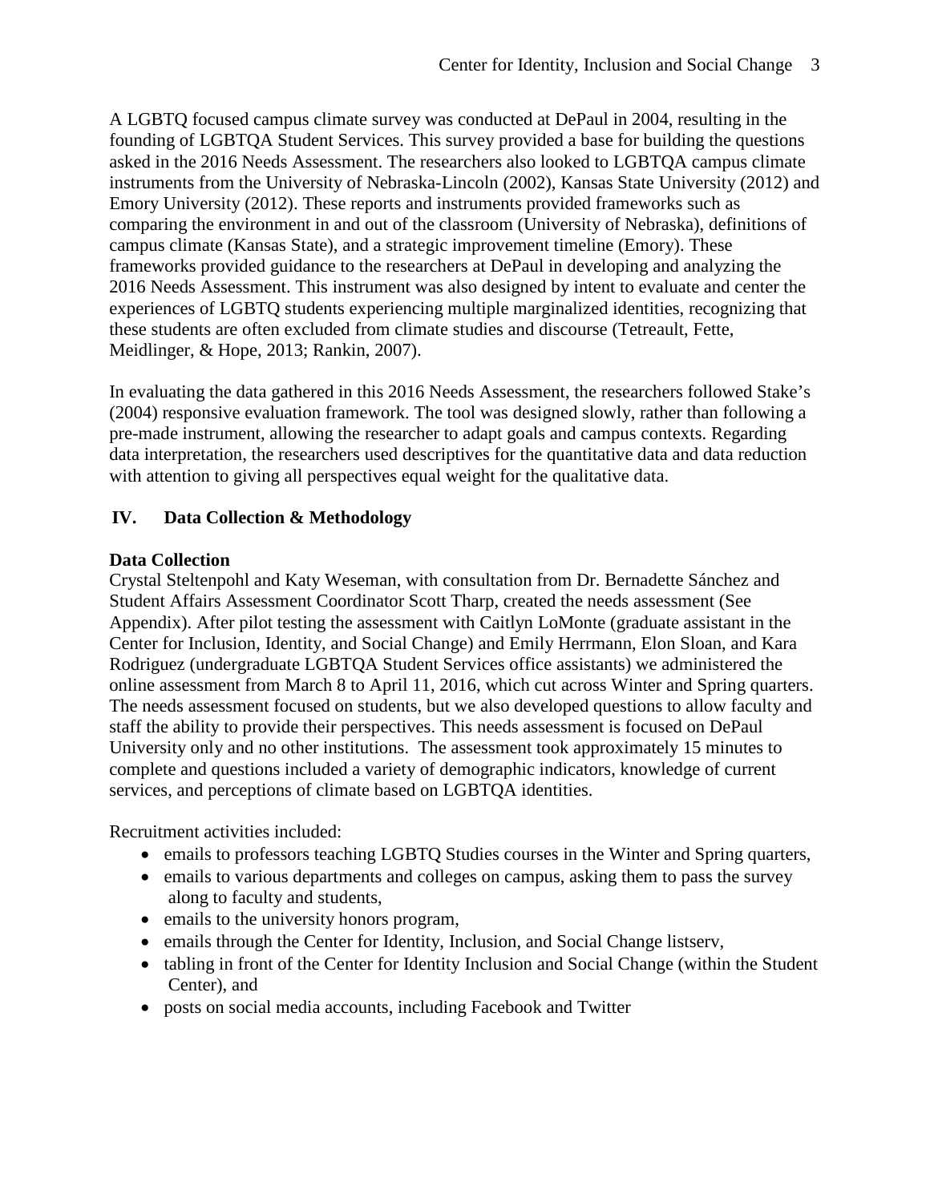A LGBTQ focused campus climate survey was conducted at DePaul in 2004, resulting in the founding of LGBTQA Student Services. This survey provided a base for building the questions asked in the 2016 Needs Assessment. The researchers also looked to LGBTQA campus climate instruments from the University of Nebraska-Lincoln (2002), Kansas State University (2012) and Emory University (2012). These reports and instruments provided frameworks such as comparing the environment in and out of the classroom (University of Nebraska), definitions of campus climate (Kansas State), and a strategic improvement timeline (Emory). These frameworks provided guidance to the researchers at DePaul in developing and analyzing the 2016 Needs Assessment. This instrument was also designed by intent to evaluate and center the experiences of LGBTQ students experiencing multiple marginalized identities, recognizing that these students are often excluded from climate studies and discourse (Tetreault, Fette, Meidlinger, & Hope, 2013; Rankin, 2007).

In evaluating the data gathered in this 2016 Needs Assessment, the researchers followed Stake's (2004) responsive evaluation framework. The tool was designed slowly, rather than following a pre-made instrument, allowing the researcher to adapt goals and campus contexts. Regarding data interpretation, the researchers used descriptives for the quantitative data and data reduction with attention to giving all perspectives equal weight for the qualitative data.

## IV. Data Collection & Methodology

### Data Collection

Crystal Steltenpohl and Katy Weseman, with consultation from Dr. Bernadette Sánchez and Student Affairs Assessment Coordinator Scott Tharp, created the needs assessment (See Appendix). After pilot testing the assessment with Caitlyn LoMonte (graduate assistant in the Center for Inclusion, Identity, and Social Change) and Emily Herrmann, Elon Sloan, and Kara Rodriguez (undergraduate LGBTQA Student Services office assistants) we administered the online assessment from March 8 to April 11, 2016, which cut across Winter and Spring quarters. The needs assessment focused on students, but we also developed questions to allow faculty and staff the ability to provide their perspectives. This needs assessment is focused on DePaul University only and no other institutions. The assessment took approximately 15 minutes to complete and questions included a variety of demographic indicators, knowledge of current services, and perceptions of climate based on LGBTQA identities.

Recruitment activities included:

- emails to professors teaching LGBTQ Studies courses in the Winter and Spring quarters,
- emails to various departments and colleges on campus, asking them to pass the survey along to faculty and students,
- emails to the university honors program,
- emails through the Center for Identity, Inclusion, and Social Change listserv,
- tabling in front of the Center for Identity Inclusion and Social Change (within the Student Center), and
- posts on social media accounts, including Facebook and Twitter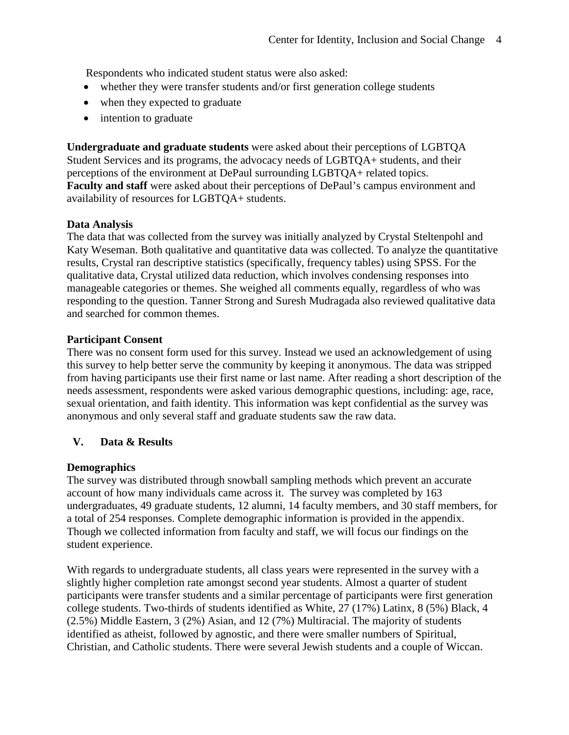Respondents who indicated student status were also asked:

- whether they were transfer students and/or first generation college students
- when they expected to graduate
- intention to graduate

**Undergraduate and graduate students** were asked about their perceptions of LGBTQA Student Services and its programs, the advocacy needs of LGBTQA+ students, and their perceptions of the environment at DePaul surrounding LGBTQA+ related topics.
**Faculty and staff** were asked about their perceptions of DePaul's campus environment and availability of resources for LGBTQA+ students.

**Data Analysis**
The data that was collected from the survey was initially analyzed by Crystal Steltenpohl and Katy Weseman. Both qualitative and quantitative data was collected. To analyze the quantitative results, Crystal ran descriptive statistics (specifically, frequency tables) using SPSS. For the qualitative data, Crystal utilized data reduction, which involves condensing responses into manageable categories or themes. She weighed all comments equally, regardless of who was responding to the question. Tanner Strong and Suresh Mudragada also reviewed qualitative data and searched for common themes.

**Participant Consent**
There was no consent form used for this survey. Instead we used an acknowledgement of using this survey to help better serve the community by keeping it anonymous. The data was stripped from having participants use their first name or last name. After reading a short description of the needs assessment, respondents were asked various demographic questions, including: age, race, sexual orientation, and faith identity. This information was kept confidential as the survey was anonymous and only several staff and graduate students saw the raw data.

## V. Data & Results

**Demographics**
The survey was distributed through snowball sampling methods which prevent an accurate account of how many individuals came across it. The survey was completed by 163 undergraduates, 49 graduate students, 12 alumni, 14 faculty members, and 30 staff members, for a total of 254 responses. Complete demographic information is provided in the appendix. Though we collected information from faculty and staff, we will focus our findings on the student experience.

With regards to undergraduate students, all class years were represented in the survey with a slightly higher completion rate amongst second year students. Almost a quarter of student participants were transfer students and a similar percentage of participants were first generation college students. Two-thirds of students identified as White, 27 (17%) Latinx, 8 (5%) Black, 4 (2.5%) Middle Eastern, 3 (2%) Asian, and 12 (7%) Multiracial. The majority of students identified as atheist, followed by agnostic, and there were smaller numbers of Spiritual, Christian, and Catholic students. There were several Jewish students and a couple of Wiccan.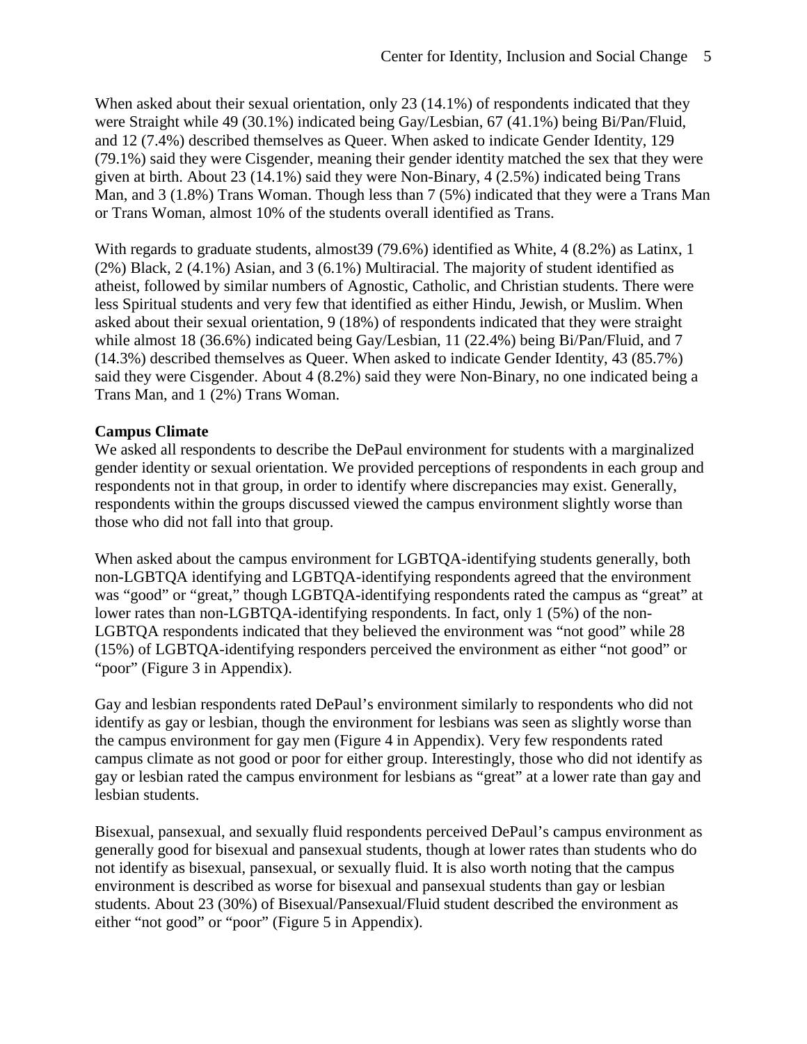When asked about their sexual orientation, only 23 (14.1%) of respondents indicated that they were Straight while 49 (30.1%) indicated being Gay/Lesbian, 67 (41.1%) being Bi/Pan/Fluid, and 12 (7.4%) described themselves as Queer. When asked to indicate Gender Identity, 129 (79.1%) said they were Cisgender, meaning their gender identity matched the sex that they were given at birth. About 23 (14.1%) said they were Non-Binary, 4 (2.5%) indicated being Trans Man, and 3 (1.8%) Trans Woman. Though less than 7 (5%) indicated that they were a Trans Man or Trans Woman, almost 10% of the students overall identified as Trans.

With regards to graduate students, almost39 (79.6%) identified as White, 4 (8.2%) as Latinx, 1 (2%) Black, 2 (4.1%) Asian, and 3 (6.1%) Multiracial. The majority of student identified as atheist, followed by similar numbers of Agnostic, Catholic, and Christian students. There were less Spiritual students and very few that identified as either Hindu, Jewish, or Muslim. When asked about their sexual orientation, 9 (18%) of respondents indicated that they were straight while almost 18 (36.6%) indicated being Gay/Lesbian, 11 (22.4%) being Bi/Pan/Fluid, and 7 (14.3%) described themselves as Queer. When asked to indicate Gender Identity, 43 (85.7%) said they were Cisgender. About 4 (8.2%) said they were Non-Binary, no one indicated being a Trans Man, and 1 (2%) Trans Woman.

**Campus Climate**

We asked all respondents to describe the DePaul environment for students with a marginalized gender identity or sexual orientation. We provided perceptions of respondents in each group and respondents not in that group, in order to identify where discrepancies may exist. Generally, respondents within the groups discussed viewed the campus environment slightly worse than those who did not fall into that group.

When asked about the campus environment for LGBTQA-identifying students generally, both non-LGBTQA identifying and LGBTQA-identifying respondents agreed that the environment was "good" or "great," though LGBTQA-identifying respondents rated the campus as "great" at lower rates than non-LGBTQA-identifying respondents. In fact, only 1 (5%) of the non-LGBTQA respondents indicated that they believed the environment was "not good" while 28 (15%) of LGBTQA-identifying responders perceived the environment as either "not good" or "poor" (Figure 3 in Appendix).

Gay and lesbian respondents rated DePaul's environment similarly to respondents who did not identify as gay or lesbian, though the environment for lesbians was seen as slightly worse than the campus environment for gay men (Figure 4 in Appendix). Very few respondents rated campus climate as not good or poor for either group. Interestingly, those who did not identify as gay or lesbian rated the campus environment for lesbians as "great" at a lower rate than gay and lesbian students.

Bisexual, pansexual, and sexually fluid respondents perceived DePaul's campus environment as generally good for bisexual and pansexual students, though at lower rates than students who do not identify as bisexual, pansexual, or sexually fluid. It is also worth noting that the campus environment is described as worse for bisexual and pansexual students than gay or lesbian students. About 23 (30%) of Bisexual/Pansexual/Fluid student described the environment as either "not good" or "poor" (Figure 5 in Appendix).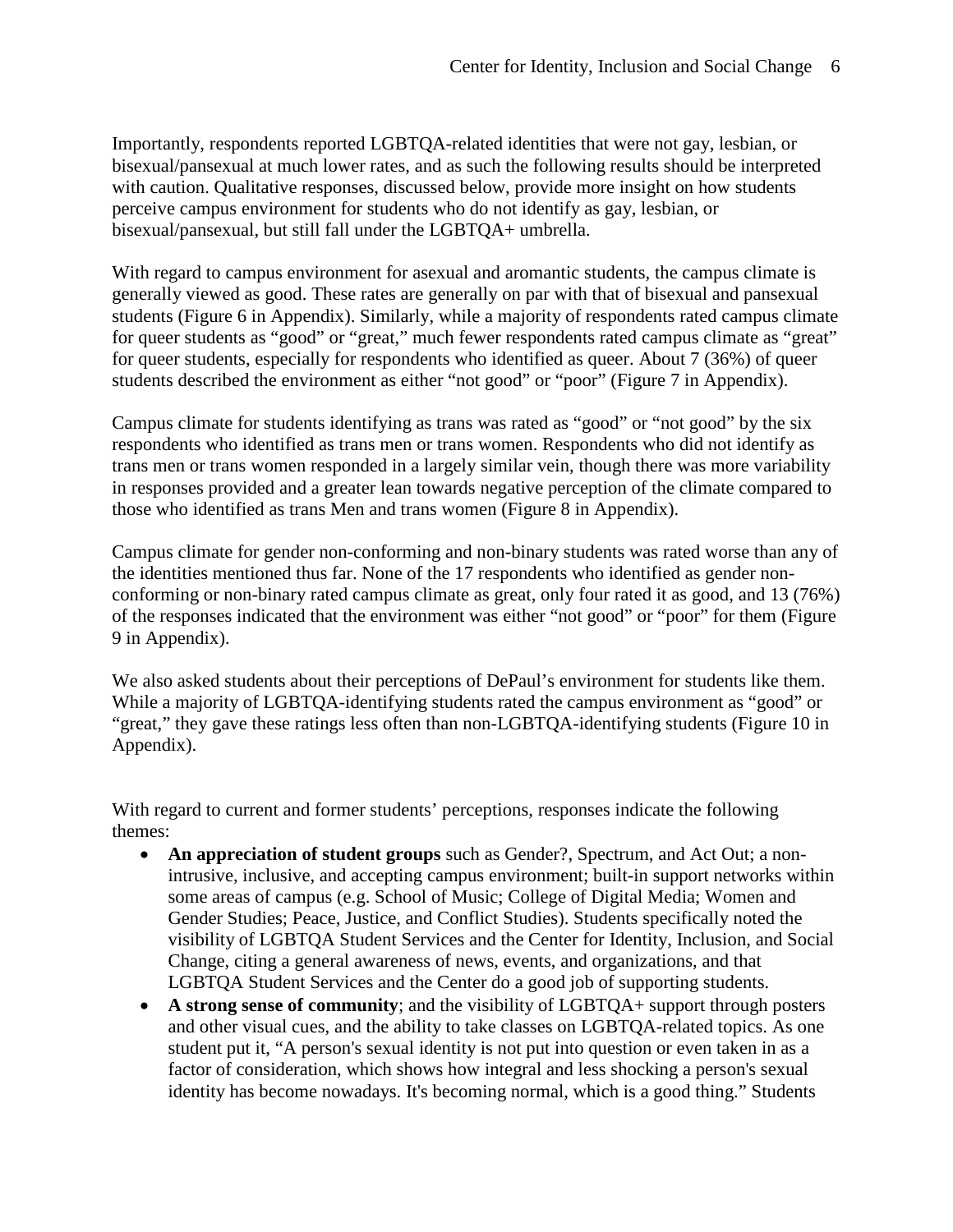Importantly, respondents reported LGBTQA-related identities that were not gay, lesbian, or bisexual/pansexual at much lower rates, and as such the following results should be interpreted with caution. Qualitative responses, discussed below, provide more insight on how students perceive campus environment for students who do not identify as gay, lesbian, or bisexual/pansexual, but still fall under the LGBTQA+ umbrella.

With regard to campus environment for asexual and aromantic students, the campus climate is generally viewed as good. These rates are generally on par with that of bisexual and pansexual students (Figure 6 in Appendix). Similarly, while a majority of respondents rated campus climate for queer students as "good" or "great," much fewer respondents rated campus climate as "great" for queer students, especially for respondents who identified as queer. About 7 (36%) of queer students described the environment as either "not good" or "poor" (Figure 7 in Appendix).

Campus climate for students identifying as trans was rated as "good" or "not good" by the six respondents who identified as trans men or trans women. Respondents who did not identify as trans men or trans women responded in a largely similar vein, though there was more variability in responses provided and a greater lean towards negative perception of the climate compared to those who identified as trans Men and trans women (Figure 8 in Appendix).

Campus climate for gender non-conforming and non-binary students was rated worse than any of the identities mentioned thus far. None of the 17 respondents who identified as gender non-conforming or non-binary rated campus climate as great, only four rated it as good, and 13 (76%) of the responses indicated that the environment was either "not good" or "poor" for them (Figure 9 in Appendix).

We also asked students about their perceptions of DePaul's environment for students like them. While a majority of LGBTQA-identifying students rated the campus environment as "good" or "great," they gave these ratings less often than non-LGBTQA-identifying students (Figure 10 in Appendix).

With regard to current and former students' perceptions, responses indicate the following themes:

- **An appreciation of student groups** such as Gender?, Spectrum, and Act Out; a non-intrusive, inclusive, and accepting campus environment; built-in support networks within some areas of campus (e.g. School of Music; College of Digital Media; Women and Gender Studies; Peace, Justice, and Conflict Studies). Students specifically noted the visibility of LGBTQA Student Services and the Center for Identity, Inclusion, and Social Change, citing a general awareness of news, events, and organizations, and that LGBTQA Student Services and the Center do a good job of supporting students.
- **A strong sense of community**; and the visibility of LGBTQA+ support through posters and other visual cues, and the ability to take classes on LGBTQA-related topics. As one student put it, "A person's sexual identity is not put into question or even taken in as a factor of consideration, which shows how integral and less shocking a person's sexual identity has become nowadays. It's becoming normal, which is a good thing." Students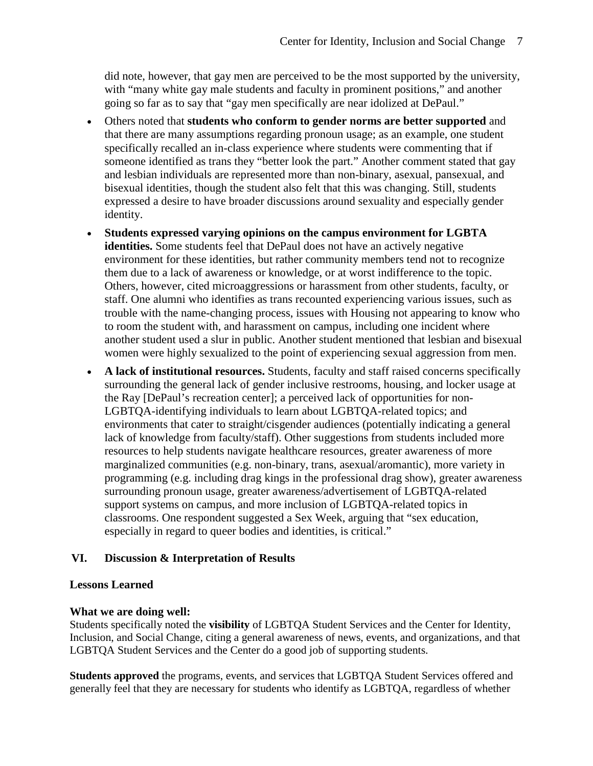did note, however, that gay men are perceived to be the most supported by the university, with "many white gay male students and faculty in prominent positions," and another going so far as to say that "gay men specifically are near idolized at DePaul."

- Others noted that **students who conform to gender norms are better supported** and that there are many assumptions regarding pronoun usage; as an example, one student specifically recalled an in-class experience where students were commenting that if someone identified as trans they "better look the part." Another comment stated that gay and lesbian individuals are represented more than non-binary, asexual, pansexual, and bisexual identities, though the student also felt that this was changing. Still, students expressed a desire to have broader discussions around sexuality and especially gender identity.
- **Students expressed varying opinions on the campus environment for LGBTA identities.** Some students feel that DePaul does not have an actively negative environment for these identities, but rather community members tend not to recognize them due to a lack of awareness or knowledge, or at worst indifference to the topic. Others, however, cited microaggressions or harassment from other students, faculty, or staff. One alumni who identifies as trans recounted experiencing various issues, such as trouble with the name-changing process, issues with Housing not appearing to know who to room the student with, and harassment on campus, including one incident where another student used a slur in public. Another student mentioned that lesbian and bisexual women were highly sexualized to the point of experiencing sexual aggression from men.
- **A lack of institutional resources.** Students, faculty and staff raised concerns specifically surrounding the general lack of gender inclusive restrooms, housing, and locker usage at the Ray [DePaul's recreation center]; a perceived lack of opportunities for non-LGBTQA-identifying individuals to learn about LGBTQA-related topics; and environments that cater to straight/cisgender audiences (potentially indicating a general lack of knowledge from faculty/staff). Other suggestions from students included more resources to help students navigate healthcare resources, greater awareness of more marginalized communities (e.g. non-binary, trans, asexual/aromantic), more variety in programming (e.g. including drag kings in the professional drag show), greater awareness surrounding pronoun usage, greater awareness/advertisement of LGBTQA-related support systems on campus, and more inclusion of LGBTQA-related topics in classrooms. One respondent suggested a Sex Week, arguing that "sex education, especially in regard to queer bodies and identities, is critical."

## VI. Discussion & Interpretation of Results

### Lessons Learned

#### What we are doing well:

Students specifically noted the **visibility** of LGBTQA Student Services and the Center for Identity, Inclusion, and Social Change, citing a general awareness of news, events, and organizations, and that LGBTQA Student Services and the Center do a good job of supporting students.

**Students approved** the programs, events, and services that LGBTQA Student Services offered and generally feel that they are necessary for students who identify as LGBTQA, regardless of whether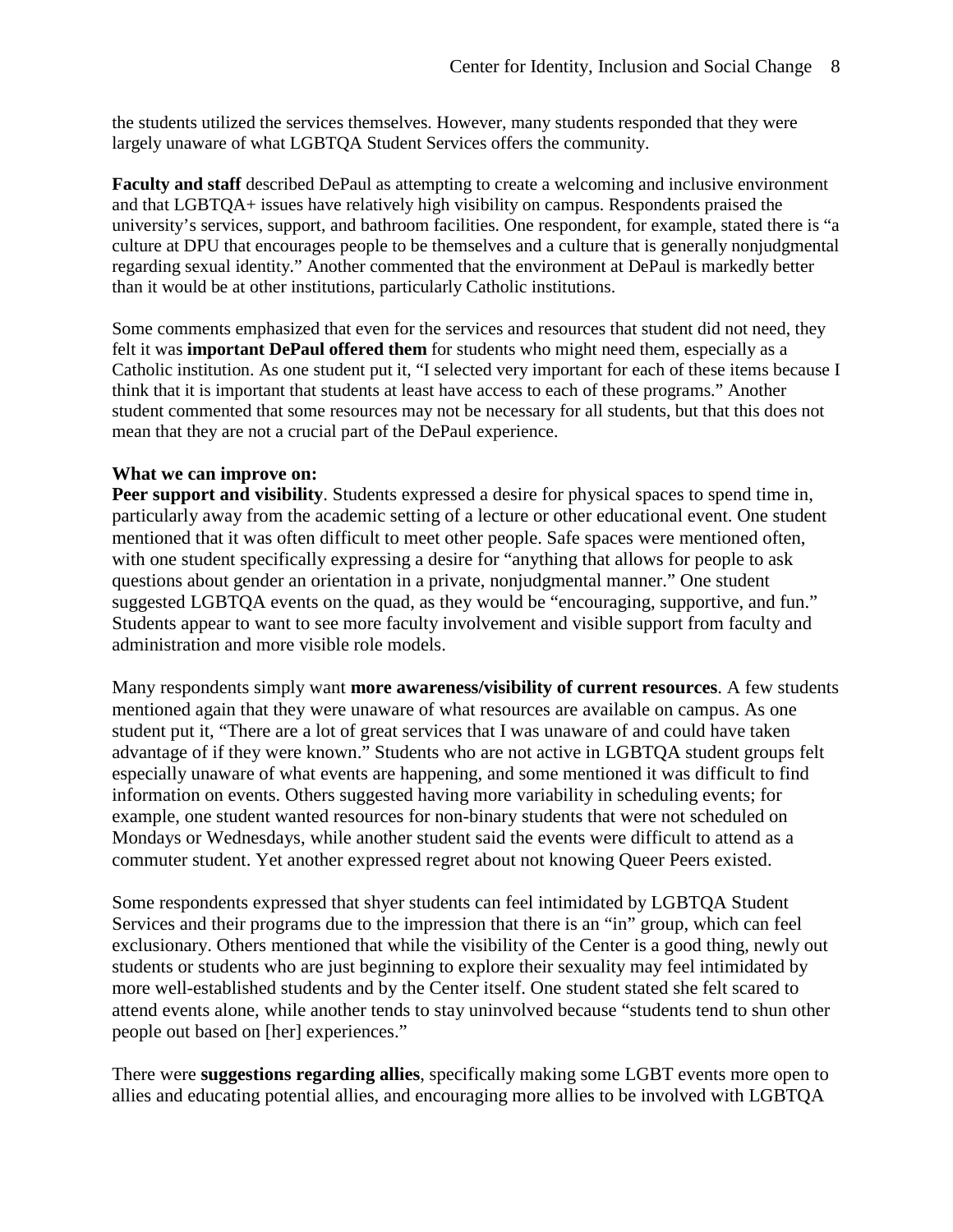the students utilized the services themselves. However, many students responded that they were largely unaware of what LGBTQA Student Services offers the community.

**Faculty and staff** described DePaul as attempting to create a welcoming and inclusive environment and that LGBTQA+ issues have relatively high visibility on campus. Respondents praised the university's services, support, and bathroom facilities. One respondent, for example, stated there is "a culture at DPU that encourages people to be themselves and a culture that is generally nonjudgmental regarding sexual identity." Another commented that the environment at DePaul is markedly better than it would be at other institutions, particularly Catholic institutions.

Some comments emphasized that even for the services and resources that student did not need, they felt it was **important DePaul offered them** for students who might need them, especially as a Catholic institution. As one student put it, "I selected very important for each of these items because I think that it is important that students at least have access to each of these programs." Another student commented that some resources may not be necessary for all students, but that this does not mean that they are not a crucial part of the DePaul experience.

**What we can improve on:**

**Peer support and visibility**. Students expressed a desire for physical spaces to spend time in, particularly away from the academic setting of a lecture or other educational event. One student mentioned that it was often difficult to meet other people. Safe spaces were mentioned often, with one student specifically expressing a desire for "anything that allows for people to ask questions about gender an orientation in a private, nonjudgmental manner." One student suggested LGBTQA events on the quad, as they would be "encouraging, supportive, and fun." Students appear to want to see more faculty involvement and visible support from faculty and administration and more visible role models.

Many respondents simply want **more awareness/visibility of current resources**. A few students mentioned again that they were unaware of what resources are available on campus. As one student put it, "There are a lot of great services that I was unaware of and could have taken advantage of if they were known." Students who are not active in LGBTQA student groups felt especially unaware of what events are happening, and some mentioned it was difficult to find information on events. Others suggested having more variability in scheduling events; for example, one student wanted resources for non-binary students that were not scheduled on Mondays or Wednesdays, while another student said the events were difficult to attend as a commuter student. Yet another expressed regret about not knowing Queer Peers existed.

Some respondents expressed that shyer students can feel intimidated by LGBTQA Student Services and their programs due to the impression that there is an "in" group, which can feel exclusionary. Others mentioned that while the visibility of the Center is a good thing, newly out students or students who are just beginning to explore their sexuality may feel intimidated by more well-established students and by the Center itself. One student stated she felt scared to attend events alone, while another tends to stay uninvolved because "students tend to shun other people out based on [her] experiences."

There were **suggestions regarding allies**, specifically making some LGBT events more open to allies and educating potential allies, and encouraging more allies to be involved with LGBTQA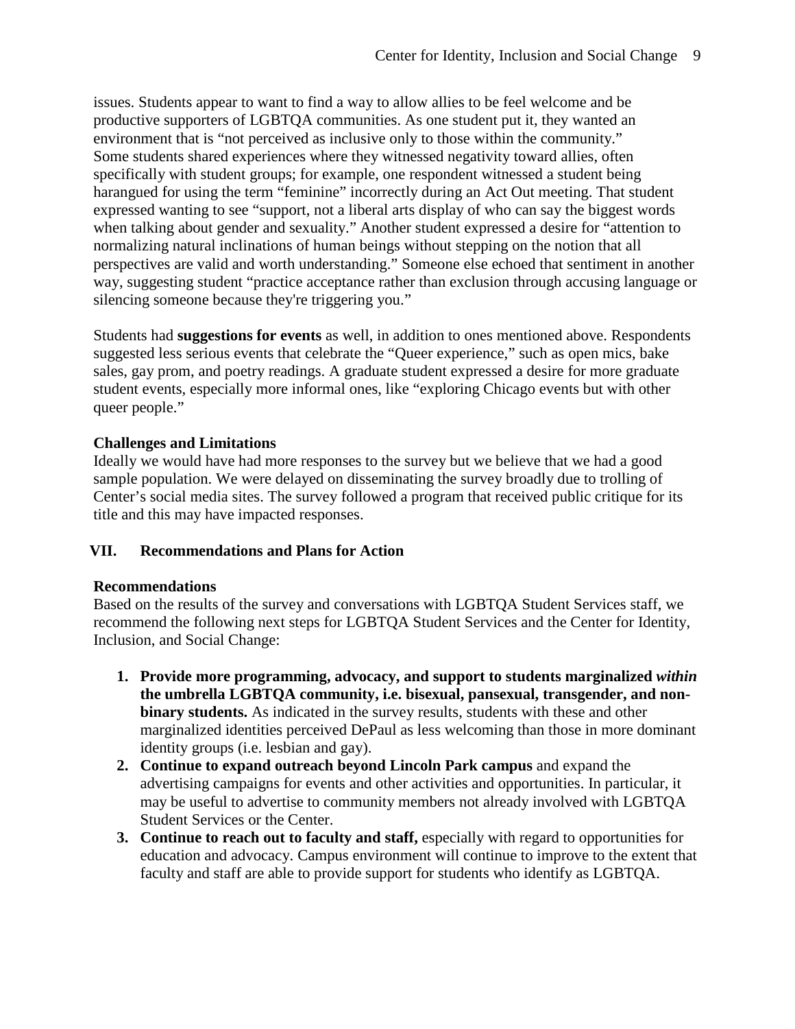issues. Students appear to want to find a way to allow allies to be feel welcome and be productive supporters of LGBTQA communities. As one student put it, they wanted an environment that is "not perceived as inclusive only to those within the community." Some students shared experiences where they witnessed negativity toward allies, often specifically with student groups; for example, one respondent witnessed a student being harangued for using the term "feminine" incorrectly during an Act Out meeting. That student expressed wanting to see "support, not a liberal arts display of who can say the biggest words when talking about gender and sexuality." Another student expressed a desire for "attention to normalizing natural inclinations of human beings without stepping on the notion that all perspectives are valid and worth understanding." Someone else echoed that sentiment in another way, suggesting student "practice acceptance rather than exclusion through accusing language or silencing someone because they're triggering you."

Students had **suggestions for events** as well, in addition to ones mentioned above. Respondents suggested less serious events that celebrate the "Queer experience," such as open mics, bake sales, gay prom, and poetry readings. A graduate student expressed a desire for more graduate student events, especially more informal ones, like "exploring Chicago events but with other queer people."

### Challenges and Limitations

Ideally we would have had more responses to the survey but we believe that we had a good sample population. We were delayed on disseminating the survey broadly due to trolling of Center's social media sites. The survey followed a program that received public critique for its title and this may have impacted responses.

## VII. Recommendations and Plans for Action

### Recommendations

Based on the results of the survey and conversations with LGBTQA Student Services staff, we recommend the following next steps for LGBTQA Student Services and the Center for Identity, Inclusion, and Social Change:

1. **Provide more programming, advocacy, and support to students marginalized *within* the umbrella LGBTQA community, i.e. bisexual, pansexual, transgender, and non-binary students.** As indicated in the survey results, students with these and other marginalized identities perceived DePaul as less welcoming than those in more dominant identity groups (i.e. lesbian and gay).
2. **Continue to expand outreach beyond Lincoln Park campus** and expand the advertising campaigns for events and other activities and opportunities. In particular, it may be useful to advertise to community members not already involved with LGBTQA Student Services or the Center.
3. **Continue to reach out to faculty and staff,** especially with regard to opportunities for education and advocacy. Campus environment will continue to improve to the extent that faculty and staff are able to provide support for students who identify as LGBTQA.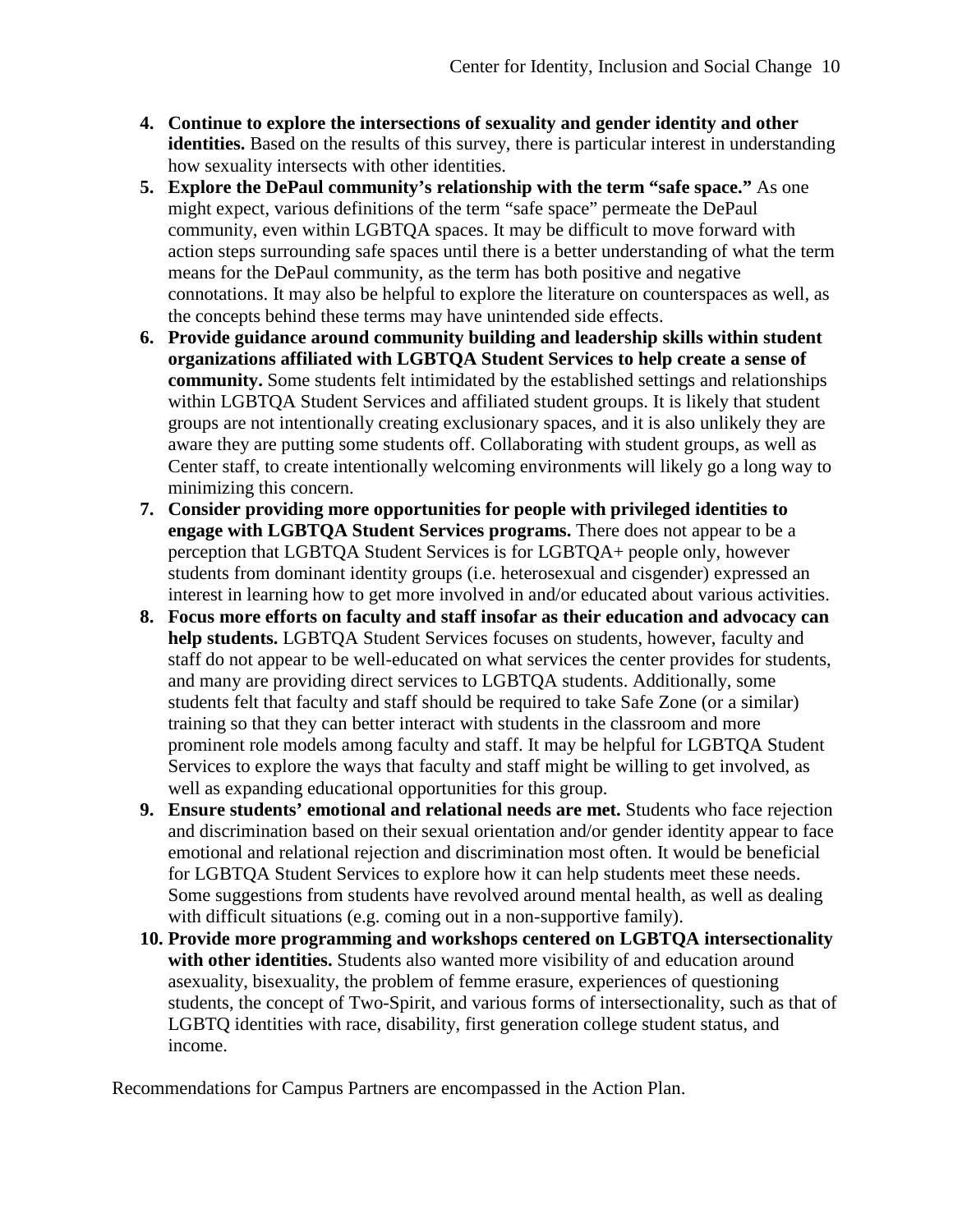4. **Continue to explore the intersections of sexuality and gender identity and other identities.** Based on the results of this survey, there is particular interest in understanding how sexuality intersects with other identities.
5. **Explore the DePaul community's relationship with the term "safe space."** As one might expect, various definitions of the term "safe space" permeate the DePaul community, even within LGBTQA spaces. It may be difficult to move forward with action steps surrounding safe spaces until there is a better understanding of what the term means for the DePaul community, as the term has both positive and negative connotations. It may also be helpful to explore the literature on counterspaces as well, as the concepts behind these terms may have unintended side effects.
6. **Provide guidance around community building and leadership skills within student organizations affiliated with LGBTQA Student Services to help create a sense of community.** Some students felt intimidated by the established settings and relationships within LGBTQA Student Services and affiliated student groups. It is likely that student groups are not intentionally creating exclusionary spaces, and it is also unlikely they are aware they are putting some students off. Collaborating with student groups, as well as Center staff, to create intentionally welcoming environments will likely go a long way to minimizing this concern.
7. **Consider providing more opportunities for people with privileged identities to engage with LGBTQA Student Services programs.** There does not appear to be a perception that LGBTQA Student Services is for LGBTQA+ people only, however students from dominant identity groups (i.e. heterosexual and cisgender) expressed an interest in learning how to get more involved in and/or educated about various activities.
8. **Focus more efforts on faculty and staff insofar as their education and advocacy can help students.** LGBTQA Student Services focuses on students, however, faculty and staff do not appear to be well-educated on what services the center provides for students, and many are providing direct services to LGBTQA students. Additionally, some students felt that faculty and staff should be required to take Safe Zone (or a similar) training so that they can better interact with students in the classroom and more prominent role models among faculty and staff. It may be helpful for LGBTQA Student Services to explore the ways that faculty and staff might be willing to get involved, as well as expanding educational opportunities for this group.
9. **Ensure students' emotional and relational needs are met.** Students who face rejection and discrimination based on their sexual orientation and/or gender identity appear to face emotional and relational rejection and discrimination most often. It would be beneficial for LGBTQA Student Services to explore how it can help students meet these needs. Some suggestions from students have revolved around mental health, as well as dealing with difficult situations (e.g. coming out in a non-supportive family).
10. **Provide more programming and workshops centered on LGBTQA intersectionality with other identities.** Students also wanted more visibility of and education around asexuality, bisexuality, the problem of femme erasure, experiences of questioning students, the concept of Two-Spirit, and various forms of intersectionality, such as that of LGBTQ identities with race, disability, first generation college student status, and income.

Recommendations for Campus Partners are encompassed in the Action Plan.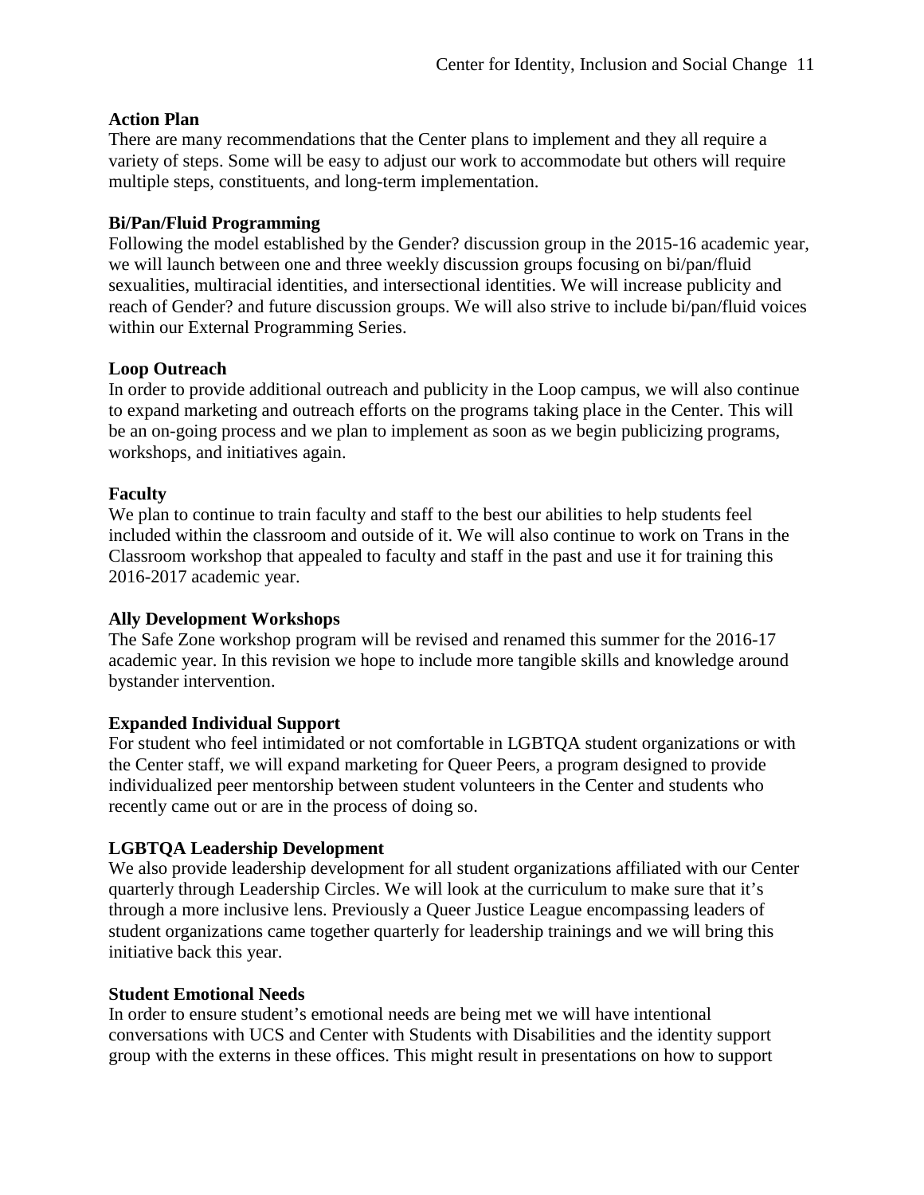**Action Plan**

There are many recommendations that the Center plans to implement and they all require a variety of steps. Some will be easy to adjust our work to accommodate but others will require multiple steps, constituents, and long-term implementation.

**Bi/Pan/Fluid Programming**

Following the model established by the Gender? discussion group in the 2015-16 academic year, we will launch between one and three weekly discussion groups focusing on bi/pan/fluid sexualities, multiracial identities, and intersectional identities. We will increase publicity and reach of Gender? and future discussion groups. We will also strive to include bi/pan/fluid voices within our External Programming Series.

**Loop Outreach**

In order to provide additional outreach and publicity in the Loop campus, we will also continue to expand marketing and outreach efforts on the programs taking place in the Center. This will be an on-going process and we plan to implement as soon as we begin publicizing programs, workshops, and initiatives again.

**Faculty**

We plan to continue to train faculty and staff to the best our abilities to help students feel included within the classroom and outside of it. We will also continue to work on Trans in the Classroom workshop that appealed to faculty and staff in the past and use it for training this 2016-2017 academic year.

**Ally Development Workshops**

The Safe Zone workshop program will be revised and renamed this summer for the 2016-17 academic year. In this revision we hope to include more tangible skills and knowledge around bystander intervention.

**Expanded Individual Support**

For student who feel intimidated or not comfortable in LGBTQA student organizations or with the Center staff, we will expand marketing for Queer Peers, a program designed to provide individualized peer mentorship between student volunteers in the Center and students who recently came out or are in the process of doing so.

**LGBTQA Leadership Development**

We also provide leadership development for all student organizations affiliated with our Center quarterly through Leadership Circles. We will look at the curriculum to make sure that it's through a more inclusive lens. Previously a Queer Justice League encompassing leaders of student organizations came together quarterly for leadership trainings and we will bring this initiative back this year.

**Student Emotional Needs**

In order to ensure student's emotional needs are being met we will have intentional conversations with UCS and Center with Students with Disabilities and the identity support group with the externs in these offices. This might result in presentations on how to support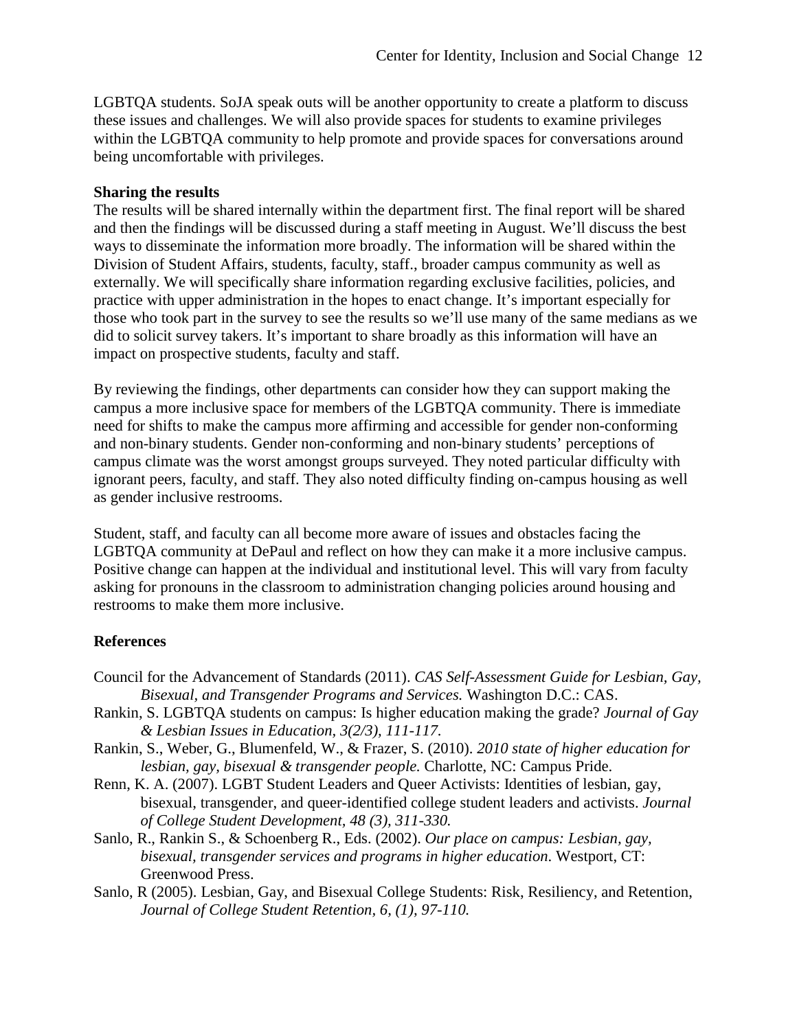LGBTQA students. SoJA speak outs will be another opportunity to create a platform to discuss these issues and challenges. We will also provide spaces for students to examine privileges within the LGBTQA community to help promote and provide spaces for conversations around being uncomfortable with privileges.

**Sharing the results**

The results will be shared internally within the department first. The final report will be shared and then the findings will be discussed during a staff meeting in August. We'll discuss the best ways to disseminate the information more broadly. The information will be shared within the Division of Student Affairs, students, faculty, staff., broader campus community as well as externally. We will specifically share information regarding exclusive facilities, policies, and practice with upper administration in the hopes to enact change. It's important especially for those who took part in the survey to see the results so we'll use many of the same medians as we did to solicit survey takers. It's important to share broadly as this information will have an impact on prospective students, faculty and staff.

By reviewing the findings, other departments can consider how they can support making the campus a more inclusive space for members of the LGBTQA community. There is immediate need for shifts to make the campus more affirming and accessible for gender non-conforming and non-binary students. Gender non-conforming and non-binary students' perceptions of campus climate was the worst amongst groups surveyed. They noted particular difficulty with ignorant peers, faculty, and staff. They also noted difficulty finding on-campus housing as well as gender inclusive restrooms.

Student, staff, and faculty can all become more aware of issues and obstacles facing the LGBTQA community at DePaul and reflect on how they can make it a more inclusive campus. Positive change can happen at the individual and institutional level. This will vary from faculty asking for pronouns in the classroom to administration changing policies around housing and restrooms to make them more inclusive.

**References**

Council for the Advancement of Standards (2011). *CAS Self-Assessment Guide for Lesbian, Gay, Bisexual, and Transgender Programs and Services.* Washington D.C.: CAS.

Rankin, S. LGBTQA students on campus: Is higher education making the grade? *Journal of Gay & Lesbian Issues in Education, 3(2/3), 111-117.*

Rankin, S., Weber, G., Blumenfeld, W., & Frazer, S. (2010). *2010 state of higher education for lesbian, gay, bisexual & transgender people.* Charlotte, NC: Campus Pride.

Renn, K. A. (2007). LGBT Student Leaders and Queer Activists: Identities of lesbian, gay, bisexual, transgender, and queer-identified college student leaders and activists. *Journal of College Student Development, 48 (3), 311-330.*

Sanlo, R., Rankin S., & Schoenberg R., Eds. (2002). *Our place on campus: Lesbian, gay, bisexual, transgender services and programs in higher education.* Westport, CT: Greenwood Press.

Sanlo, R (2005). Lesbian, Gay, and Bisexual College Students: Risk, Resiliency, and Retention, *Journal of College Student Retention, 6, (1), 97-110.*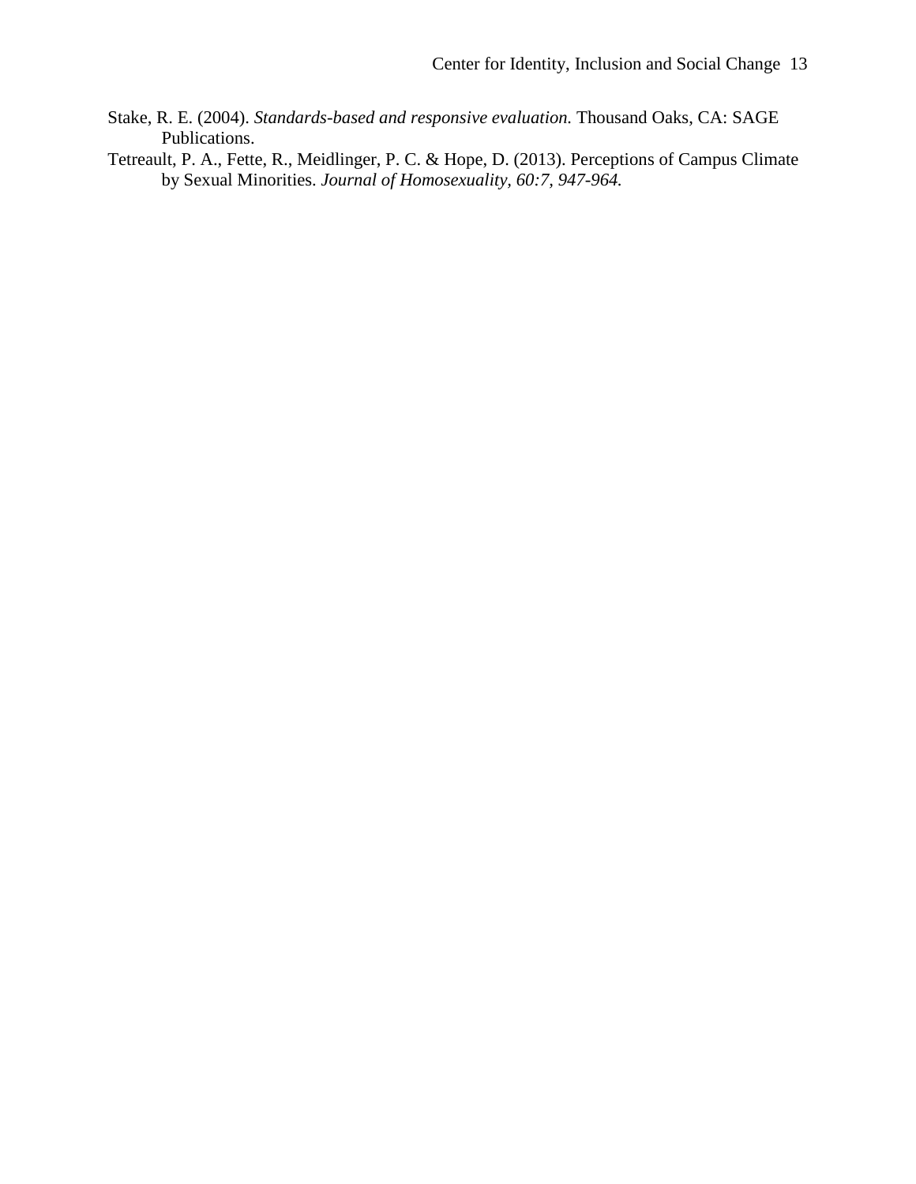Stake, R. E. (2004). *Standards-based and responsive evaluation.* Thousand Oaks, CA: SAGE Publications.

Tetreault, P. A., Fette, R., Meidlinger, P. C. & Hope, D. (2013). Perceptions of Campus Climate by Sexual Minorities. *Journal of Homosexuality, 60:7, 947-964.*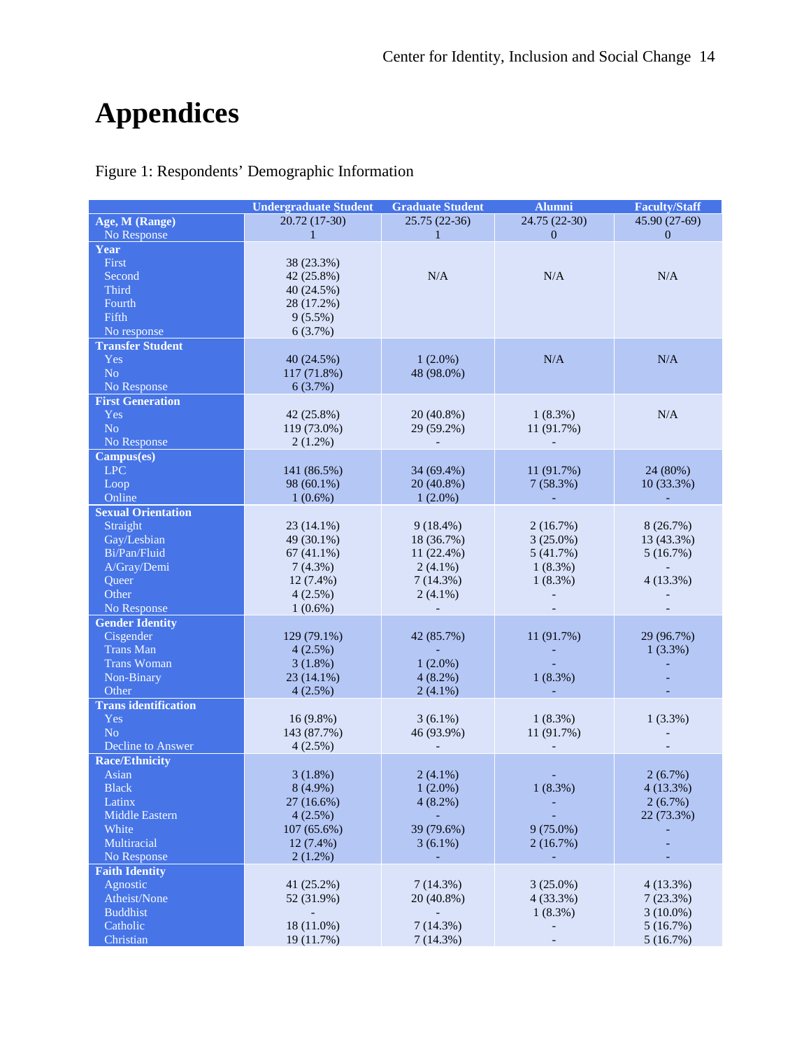# Appendices

Figure 1: Respondents' Demographic Information

| | Undergraduate Student | Graduate Student | Alumni | Faculty/Staff |
|---|---|---|---|---|
| **Age, M (Range)** | 20.72 (17-30) | 25.75 (22-36) | 24.75 (22-30) | 45.90 (27-69) |
| No Response | 1 | 1 | 0 | 0 |
| **Year** | | | | |
| First | 38 (23.3%) | N/A | N/A | N/A |
| Second | 42 (25.8%) | | | |
| Third | 40 (24.5%) | | | |
| Fourth | 28 (17.2%) | | | |
| Fifth | 9 (5.5%) | | | |
| No response | 6 (3.7%) | | | |
| **Transfer Student** | | | | |
| Yes | 40 (24.5%) | 1 (2.0%) | N/A | N/A |
| No | 117 (71.8%) | 48 (98.0%) | | |
| No Response | 6 (3.7%) | | | |
| **First Generation** | | | | |
| Yes | 42 (25.8%) | 20 (40.8%) | 1 (8.3%) | N/A |
| No | 119 (73.0%) | 29 (59.2%) | 11 (91.7%) | |
| No Response | 2 (1.2%) | - | - | |
| **Campus(es)** | | | | |
| LPC | 141 (86.5%) | 34 (69.4%) | 11 (91.7%) | 24 (80%) |
| Loop | 98 (60.1%) | 20 (40.8%) | 7 (58.3%) | 10 (33.3%) |
| Online | 1 (0.6%) | 1 (2.0%) | - | - |
| **Sexual Orientation** | | | | |
| Straight | 23 (14.1%) | 9 (18.4%) | 2 (16.7%) | 8 (26.7%) |
| Gay/Lesbian | 49 (30.1%) | 18 (36.7%) | 3 (25.0%) | 13 (43.3%) |
| Bi/Pan/Fluid | 67 (41.1%) | 11 (22.4%) | 5 (41.7%) | 5 (16.7%) |
| A/Gray/Demi | 7 (4.3%) | 2 (4.1%) | 1 (8.3%) | - |
| Queer | 12 (7.4%) | 7 (14.3%) | 1 (8.3%) | 4 (13.3%) |
| Other | 4 (2.5%) | 2 (4.1%) | - | - |
| No Response | 1 (0.6%) | - | - | - |
| **Gender Identity** | | | | |
| Cisgender | 129 (79.1%) | 42 (85.7%) | 11 (91.7%) | 29 (96.7%) |
| Trans Man | 4 (2.5%) | - | - | 1 (3.3%) |
| Trans Woman | 3 (1.8%) | 1 (2.0%) | - | - |
| Non-Binary | 23 (14.1%) | 4 (8.2%) | 1 (8.3%) | - |
| Other | 4 (2.5%) | 2 (4.1%) | - | - |
| **Trans identification** | | | | |
| Yes | 16 (9.8%) | 3 (6.1%) | 1 (8.3%) | 1 (3.3%) |
| No | 143 (87.7%) | 46 (93.9%) | 11 (91.7%) | - |
| Decline to Answer | 4 (2.5%) | - | - | - |
| **Race/Ethnicity** | | | | |
| Asian | 3 (1.8%) | 2 (4.1%) | - | 2 (6.7%) |
| Black | 8 (4.9%) | 1 (2.0%) | 1 (8.3%) | 4 (13.3%) |
| Latinx | 27 (16.6%) | 4 (8.2%) | - | 2 (6.7%) |
| Middle Eastern | 4 (2.5%) | - | - | 22 (73.3%) |
| White | 107 (65.6%) | 39 (79.6%) | 9 (75.0%) | - |
| Multiracial | 12 (7.4%) | 3 (6.1%) | 2 (16.7%) | - |
| No Response | 2 (1.2%) | - | - | - |
| **Faith Identity** | | | | |
| Agnostic | 41 (25.2%) | 7 (14.3%) | 3 (25.0%) | 4 (13.3%) |
| Atheist/None | 52 (31.9%) | 20 (40.8%) | 4 (33.3%) | 7 (23.3%) |
| Buddhist | - | - | 1 (8.3%) | 3 (10.0%) |
| Catholic | 18 (11.0%) | 7 (14.3%) | - | 5 (16.7%) |
| Christian | 19 (11.7%) | 7 (14.3%) | - | 5 (16.7%) |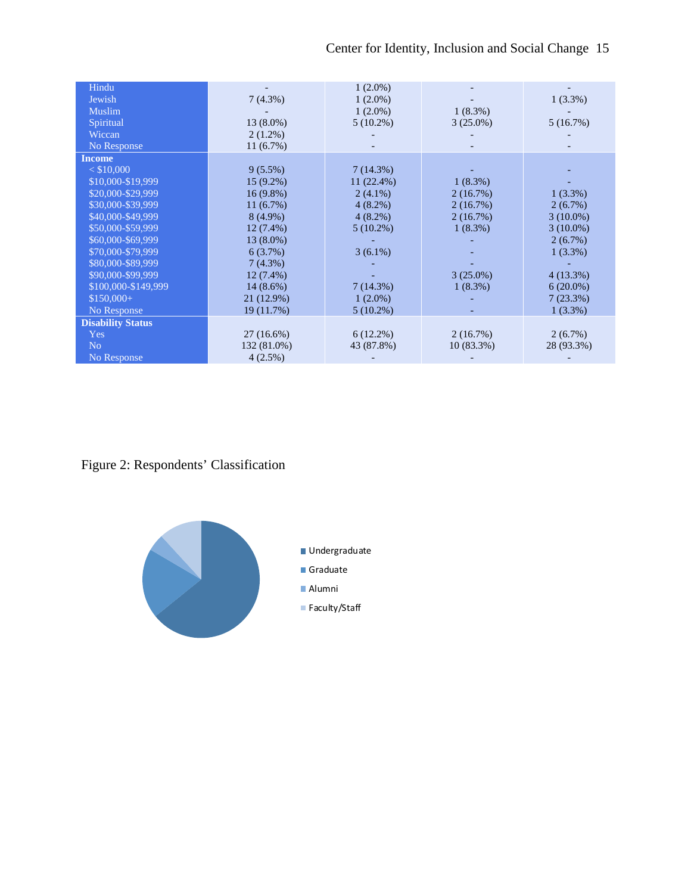| | | | | |
|---|---|---|---|---|
| Hindu | - | 1 (2.0%) | - | - |
| Jewish | 7 (4.3%) | 1 (2.0%) | - | 1 (3.3%) |
| Muslim | - | 1 (2.0%) | 1 (8.3%) | - |
| Spiritual | 13 (8.0%) | 5 (10.2%) | 3 (25.0%) | 5 (16.7%) |
| Wiccan | 2 (1.2%) | - | - | - |
| No Response | 11 (6.7%) | - | - | - |
| **Income** | | | | |
| < $10,000 | 9 (5.5%) | 7 (14.3%) | - | - |
| $10,000-$19,999 | 15 (9.2%) | 11 (22.4%) | 1 (8.3%) | - |
| $20,000-$29,999 | 16 (9.8%) | 2 (4.1%) | 2 (16.7%) | 1 (3.3%) |
| $30,000-$39,999 | 11 (6.7%) | 4 (8.2%) | 2 (16.7%) | 2 (6.7%) |
| $40,000-$49,999 | 8 (4.9%) | 4 (8.2%) | 2 (16.7%) | 3 (10.0%) |
| $50,000-$59,999 | 12 (7.4%) | 5 (10.2%) | 1 (8.3%) | 3 (10.0%) |
| $60,000-$69,999 | 13 (8.0%) | - | - | 2 (6.7%) |
| $70,000-$79,999 | 6 (3.7%) | 3 (6.1%) | - | 1 (3.3%) |
| $80,000-$89,999 | 7 (4.3%) | - | - | - |
| $90,000-$99,999 | 12 (7.4%) | - | 3 (25.0%) | 4 (13.3%) |
| $100,000-$149,999 | 14 (8.6%) | 7 (14.3%) | 1 (8.3%) | 6 (20.0%) |
| $150,000+ | 21 (12.9%) | 1 (2.0%) | - | 7 (23.3%) |
| No Response | 19 (11.7%) | 5 (10.2%) | - | 1 (3.3%) |
| **Disability Status** | | | | |
| Yes | 27 (16.6%) | 6 (12.2%) | 2 (16.7%) | 2 (6.7%) |
| No | 132 (81.0%) | 43 (87.8%) | 10 (83.3%) | 28 (93.3%) |
| No Response | 4 (2.5%) | - | - | - |

Figure 2: Respondents' Classification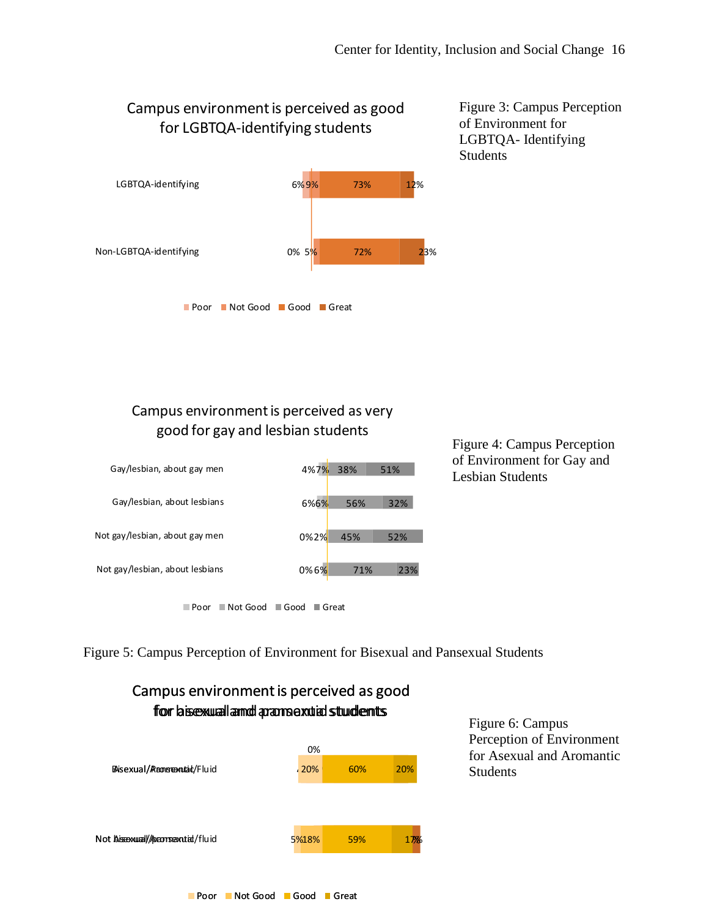**Campus environment is perceived as good for LGBTQA-identifying students**

| | Poor | Not Good | Good | Great |
|---|---|---|---|---|
| LGBTQA-identifying | 6% | 9% | 73% | 12% |
| Non-LGBTQA-identifying | 0% | 5% | 72% | 23% |

Figure 3: Campus Perception of Environment for LGBTQA- Identifying Students

**Campus environment is perceived as very good for gay and lesbian students**

| | Poor | Not Good | Good | Great |
|---|---|---|---|---|
| Gay/lesbian, about gay men | 4% | 7% | 38% | 51% |
| Gay/lesbian, about lesbians | 6% | 6% | 56% | 32% |
| Not gay/lesbian, about gay men | 0% | 2% | 45% | 52% |
| Not gay/lesbian, about lesbians | 0% | 6% | 71% | 23% |

Figure 4: Campus Perception of Environment for Gay and Lesbian Students

Figure 5: Campus Perception of Environment for Bisexual and Pansexual Students

**Campus environment is perceived as good for bisexual and pansexual students / for asexual and aromantic students**

| | Poor | Not Good | Good | Great |
|---|---|---|---|---|
| Bisexual/Pansexual/Fluid / Asexual/Aromantic | 0% | 20% | 60% | 20% |
| Not bisexual/pansexual/fluid / Not Asexual/Aromantic | 5% | 18% | 59% | 17% / 7% |

Figure 6: Campus Perception of Environment for Asexual and Aromantic Students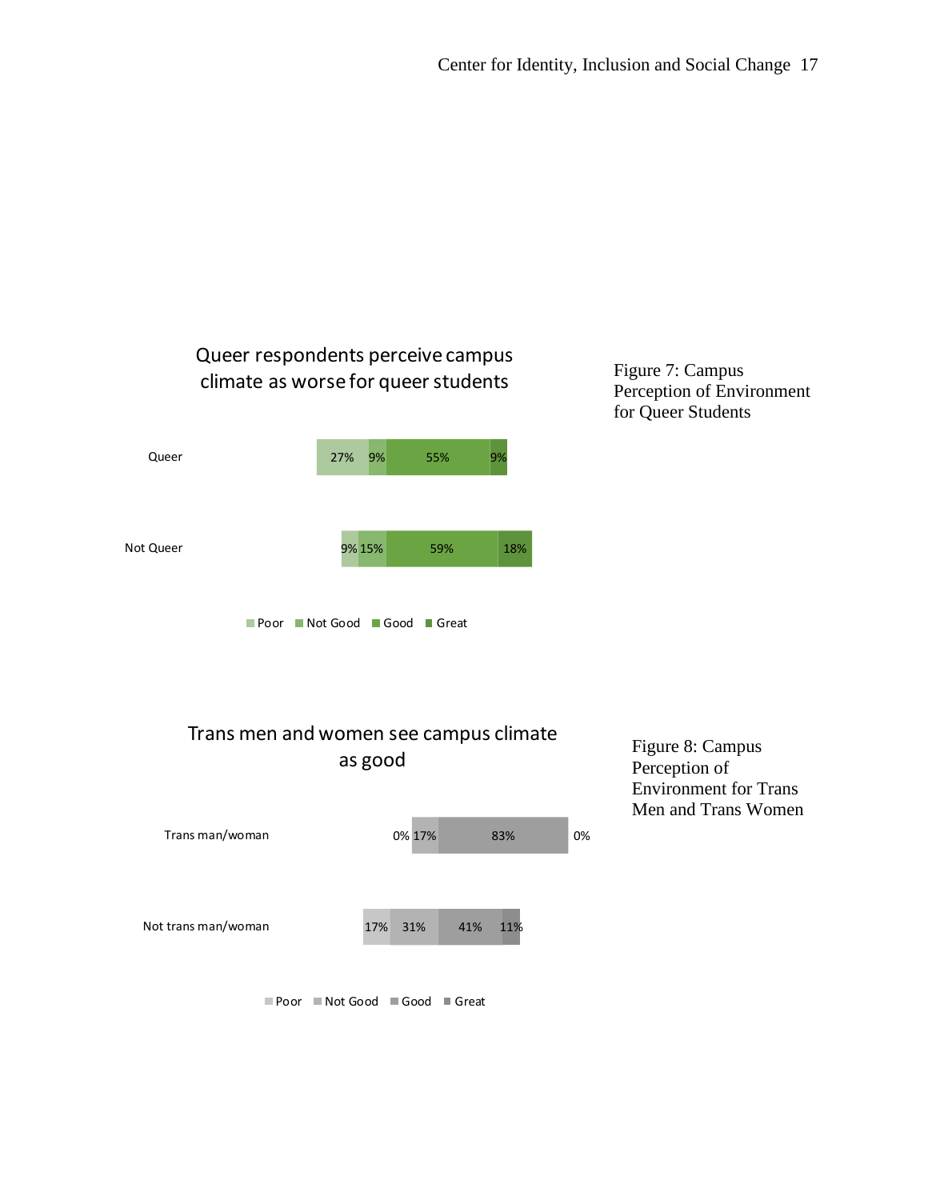**Queer respondents perceive campus climate as worse for queer students**

| | Poor | Not Good | Good | Great |
|---|---|---|---|---|
| Queer | 27% | 9% | 55% | 9% |
| Not Queer | 9% | 15% | 59% | 18% |

Figure 7: Campus Perception of Environment for Queer Students

**Trans men and women see campus climate as good**

| | Poor | Not Good | Good | Great |
|---|---|---|---|---|
| Trans man/woman | 0% | 17% | 83% | 0% |
| Not trans man/woman | 17% | 31% | 41% | 11% |

Figure 8: Campus Perception of Environment for Trans Men and Trans Women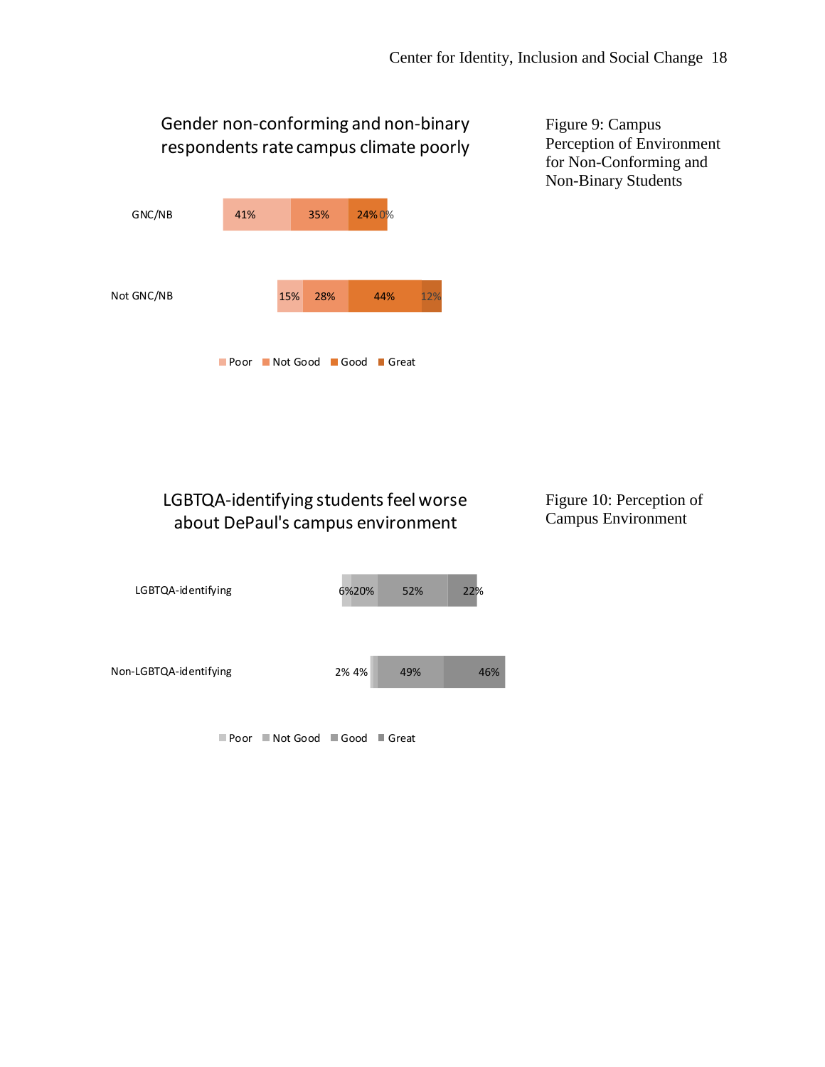**Gender non-conforming and non-binary respondents rate campus climate poorly**

| | Poor | Not Good | Good | Great |
|---|---|---|---|---|
| GNC/NB | 41% | 35% | 24% | 0% |
| Not GNC/NB | 15% | 28% | 44% | 12% |

Figure 9: Campus Perception of Environment for Non-Conforming and Non-Binary Students

**LGBTQA-identifying students feel worse about DePaul's campus environment**

| | Poor | Not Good | Good | Great |
|---|---|---|---|---|
| LGBTQA-identifying | 6% | 20% | 52% | 22% |
| Non-LGBTQA-identifying | 2% | 4% | 49% | 46% |

Figure 10: Perception of Campus Environment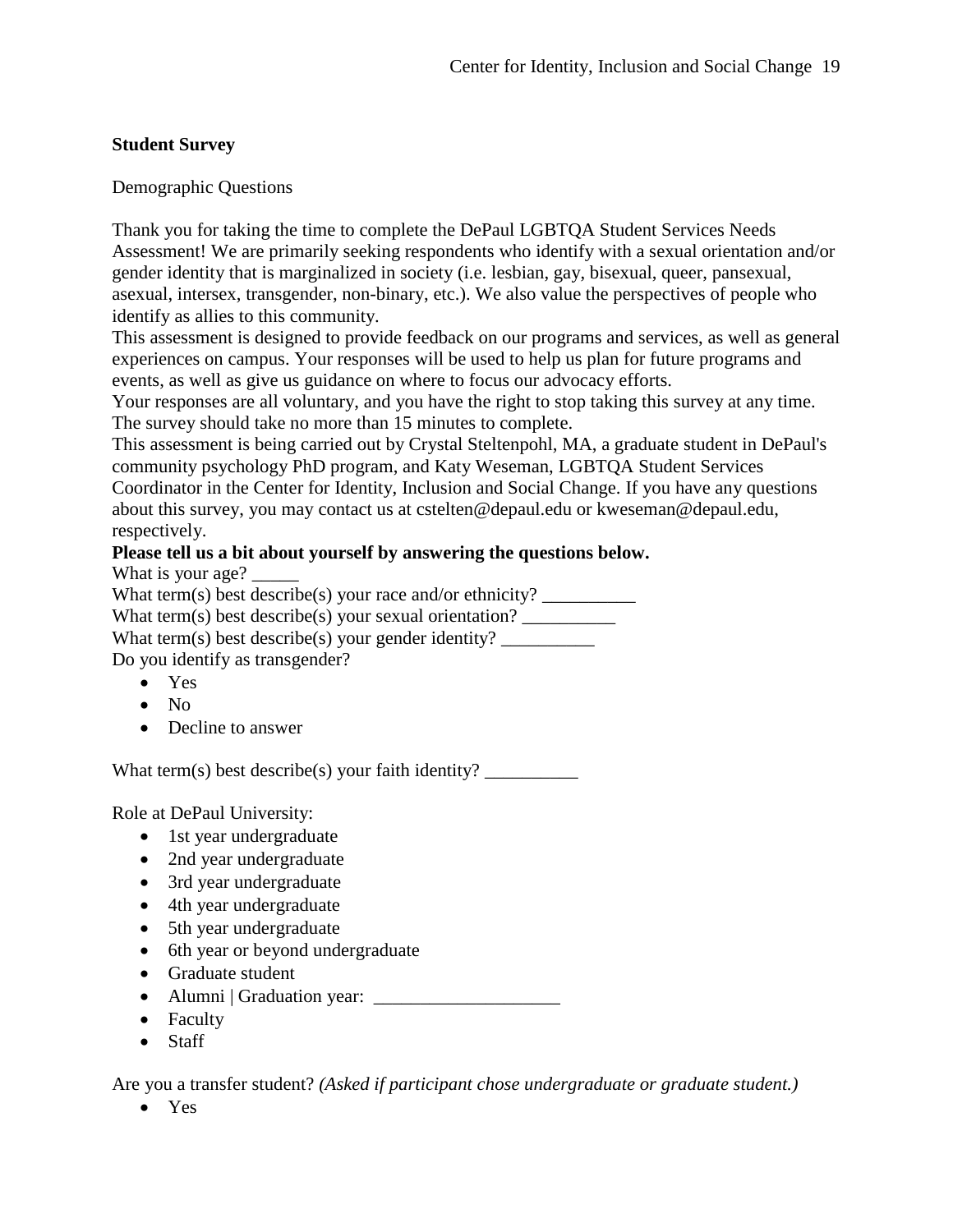**Student Survey**

Demographic Questions

Thank you for taking the time to complete the DePaul LGBTQA Student Services Needs Assessment! We are primarily seeking respondents who identify with a sexual orientation and/or gender identity that is marginalized in society (i.e. lesbian, gay, bisexual, queer, pansexual, asexual, intersex, transgender, non-binary, etc.). We also value the perspectives of people who identify as allies to this community.

This assessment is designed to provide feedback on our programs and services, as well as general experiences on campus. Your responses will be used to help us plan for future programs and events, as well as give us guidance on where to focus our advocacy efforts.

Your responses are all voluntary, and you have the right to stop taking this survey at any time. The survey should take no more than 15 minutes to complete.

This assessment is being carried out by Crystal Steltenpohl, MA, a graduate student in DePaul's community psychology PhD program, and Katy Weseman, LGBTQA Student Services Coordinator in the Center for Identity, Inclusion and Social Change. If you have any questions about this survey, you may contact us at cstelten@depaul.edu or kweseman@depaul.edu, respectively.

**Please tell us a bit about yourself by answering the questions below.**

What is your age? _____

What term(s) best describe(s) your race and/or ethnicity? __________

What term(s) best describe(s) your sexual orientation? __________

What term(s) best describe(s) your gender identity? __________

Do you identify as transgender?

- Yes
- No
- Decline to answer

What term(s) best describe(s) your faith identity? __________

Role at DePaul University:

- 1st year undergraduate
- 2nd year undergraduate
- 3rd year undergraduate
- 4th year undergraduate
- 5th year undergraduate
- 6th year or beyond undergraduate
- Graduate student
- Alumni | Graduation year: ____________________
- Faculty
- Staff

Are you a transfer student? *(Asked if participant chose undergraduate or graduate student.)*

- Yes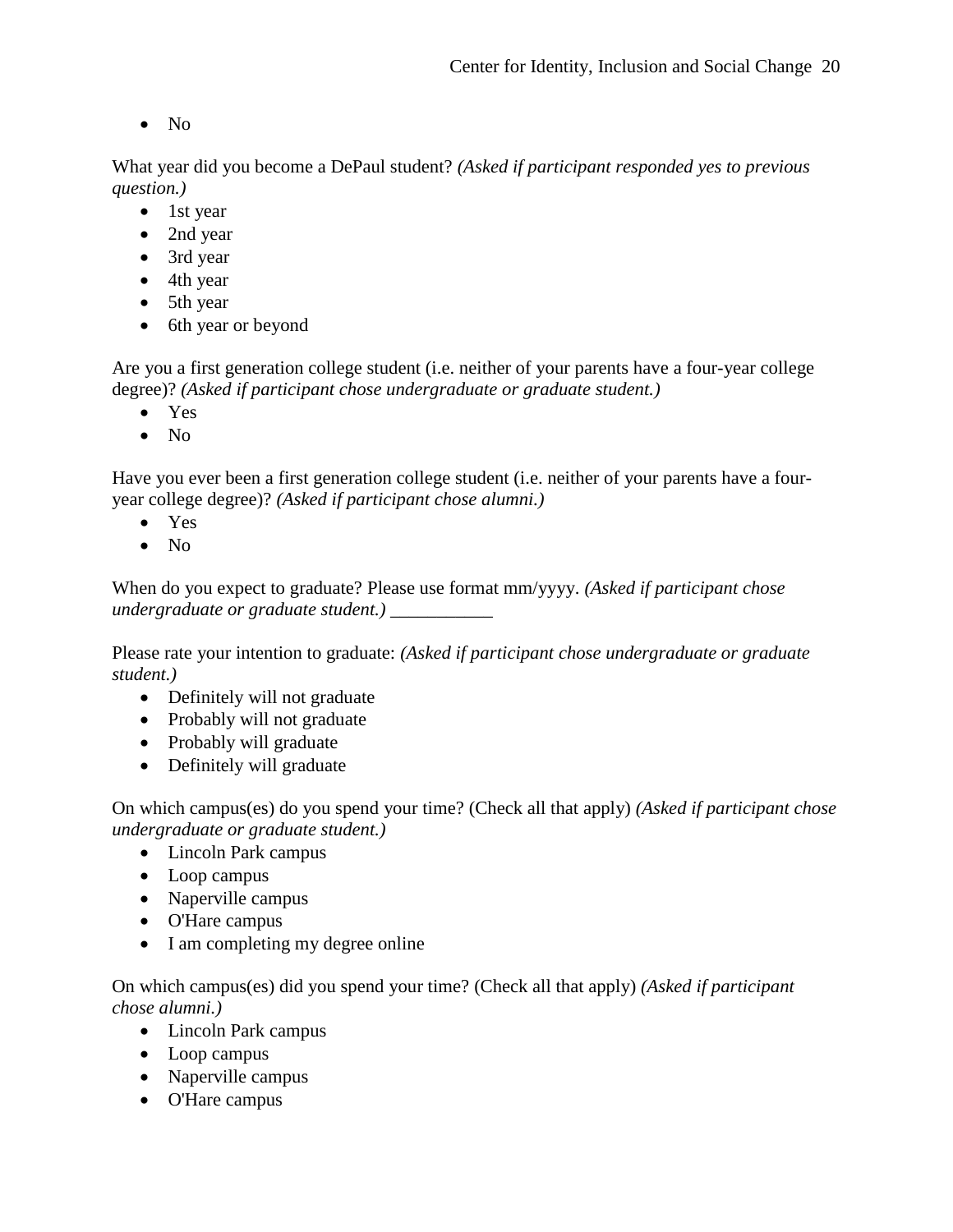- No

What year did you become a DePaul student? *(Asked if participant responded yes to previous question.)*

- 1st year
- 2nd year
- 3rd year
- 4th year
- 5th year
- 6th year or beyond

Are you a first generation college student (i.e. neither of your parents have a four-year college degree)? *(Asked if participant chose undergraduate or graduate student.)*

- Yes
- No

Have you ever been a first generation college student (i.e. neither of your parents have a four-year college degree)? *(Asked if participant chose alumni.)*

- Yes
- No

When do you expect to graduate? Please use format mm/yyyy. *(Asked if participant chose undergraduate or graduate student.)* ___________

Please rate your intention to graduate: *(Asked if participant chose undergraduate or graduate student.)*

- Definitely will not graduate
- Probably will not graduate
- Probably will graduate
- Definitely will graduate

On which campus(es) do you spend your time? (Check all that apply) *(Asked if participant chose undergraduate or graduate student.)*

- Lincoln Park campus
- Loop campus
- Naperville campus
- O'Hare campus
- I am completing my degree online

On which campus(es) did you spend your time? (Check all that apply) *(Asked if participant chose alumni.)*

- Lincoln Park campus
- Loop campus
- Naperville campus
- O'Hare campus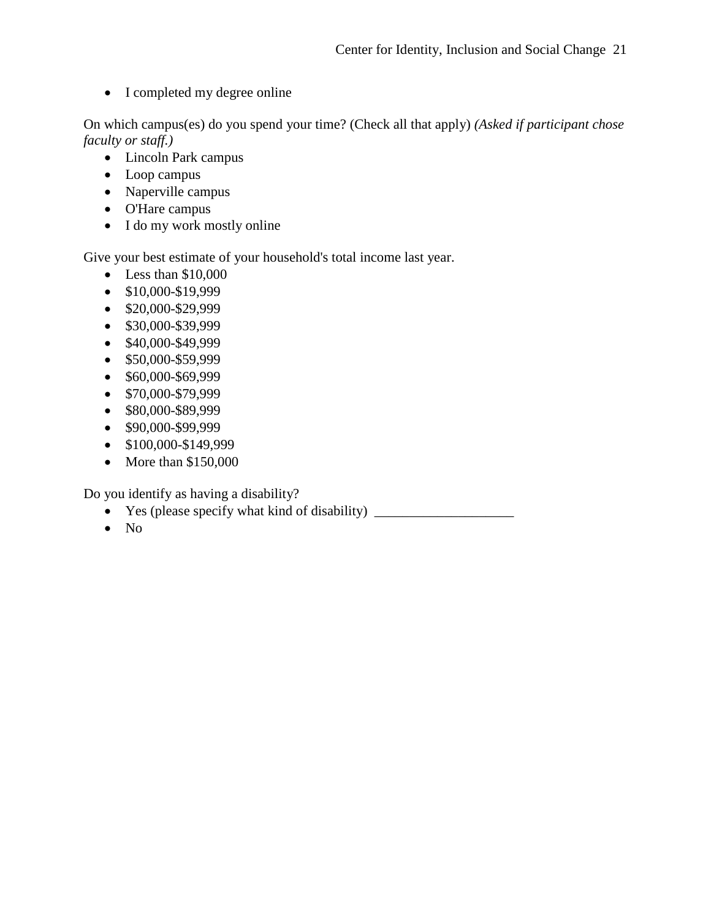- I completed my degree online

On which campus(es) do you spend your time? (Check all that apply) *(Asked if participant chose faculty or staff.)*

- Lincoln Park campus
- Loop campus
- Naperville campus
- O'Hare campus
- I do my work mostly online

Give your best estimate of your household's total income last year.

- Less than $10,000
- $10,000-$19,999
- $20,000-$29,999
- $30,000-$39,999
- $40,000-$49,999
- $50,000-$59,999
- $60,000-$69,999
- $70,000-$79,999
- $80,000-$89,999
- $90,000-$99,999
- $100,000-$149,999
- More than $150,000

Do you identify as having a disability?

- Yes (please specify what kind of disability) ____________________
- No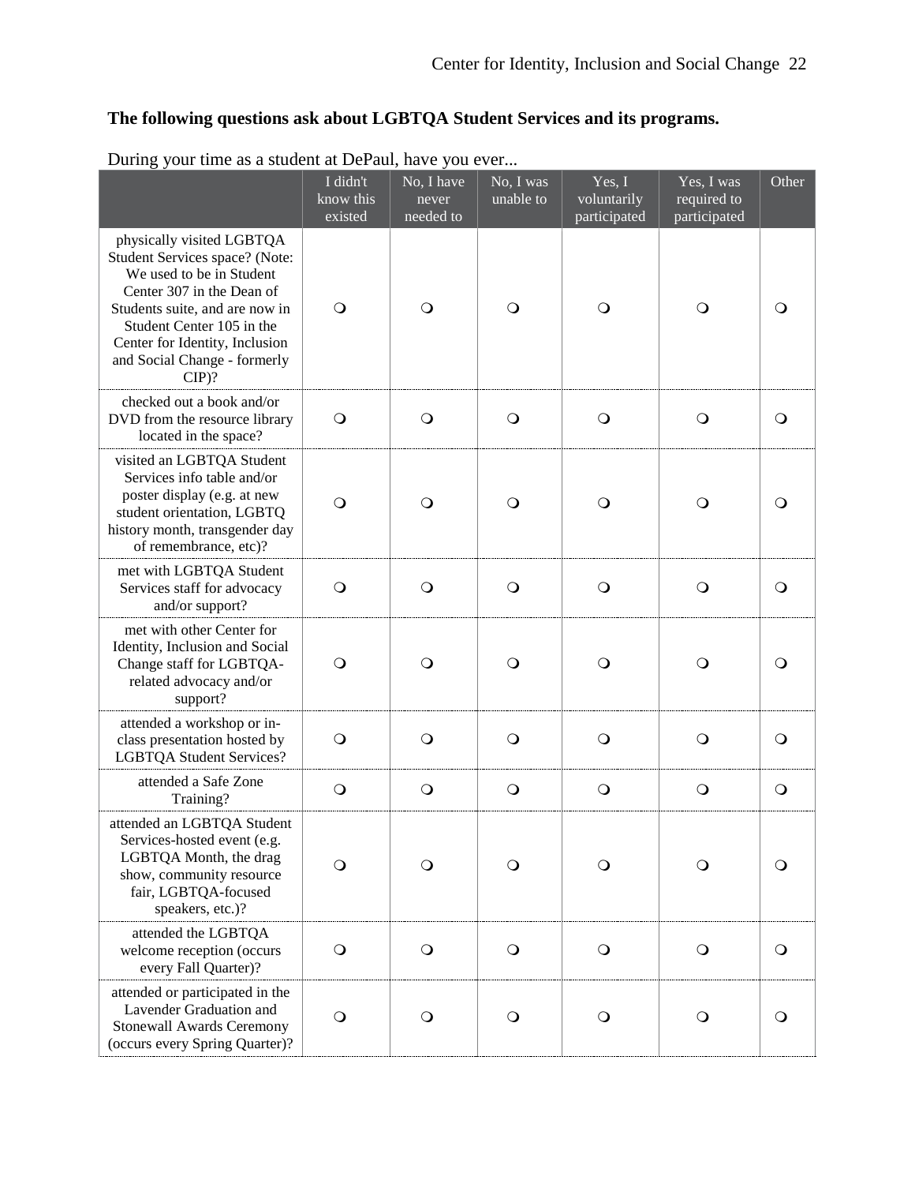**The following questions ask about LGBTQA Student Services and its programs.**

During your time as a student at DePaul, have you ever...

| | I didn't know this existed | No, I have never needed to | No, I was unable to | Yes, I voluntarily participated | Yes, I was required to participated | Other |
|---|---|---|---|---|---|---|
| physically visited LGBTQA Student Services space? (Note: We used to be in Student Center 307 in the Dean of Students suite, and are now in Student Center 105 in the Center for Identity, Inclusion and Social Change - formerly CIP)? | ❍ | ❍ | ❍ | ❍ | ❍ | ❍ |
| checked out a book and/or DVD from the resource library located in the space? | ❍ | ❍ | ❍ | ❍ | ❍ | ❍ |
| visited an LGBTQA Student Services info table and/or poster display (e.g. at new student orientation, LGBTQ history month, transgender day of remembrance, etc)? | ❍ | ❍ | ❍ | ❍ | ❍ | ❍ |
| met with LGBTQA Student Services staff for advocacy and/or support? | ❍ | ❍ | ❍ | ❍ | ❍ | ❍ |
| met with other Center for Identity, Inclusion and Social Change staff for LGBTQA-related advocacy and/or support? | ❍ | ❍ | ❍ | ❍ | ❍ | ❍ |
| attended a workshop or in-class presentation hosted by LGBTQA Student Services? | ❍ | ❍ | ❍ | ❍ | ❍ | ❍ |
| attended a Safe Zone Training? | ❍ | ❍ | ❍ | ❍ | ❍ | ❍ |
| attended an LGBTQA Student Services-hosted event (e.g. LGBTQA Month, the drag show, community resource fair, LGBTQA-focused speakers, etc.)? | ❍ | ❍ | ❍ | ❍ | ❍ | ❍ |
| attended the LGBTQA welcome reception (occurs every Fall Quarter)? | ❍ | ❍ | ❍ | ❍ | ❍ | ❍ |
| attended or participated in the Lavender Graduation and Stonewall Awards Ceremony (occurs every Spring Quarter)? | ❍ | ❍ | ❍ | ❍ | ❍ | ❍ |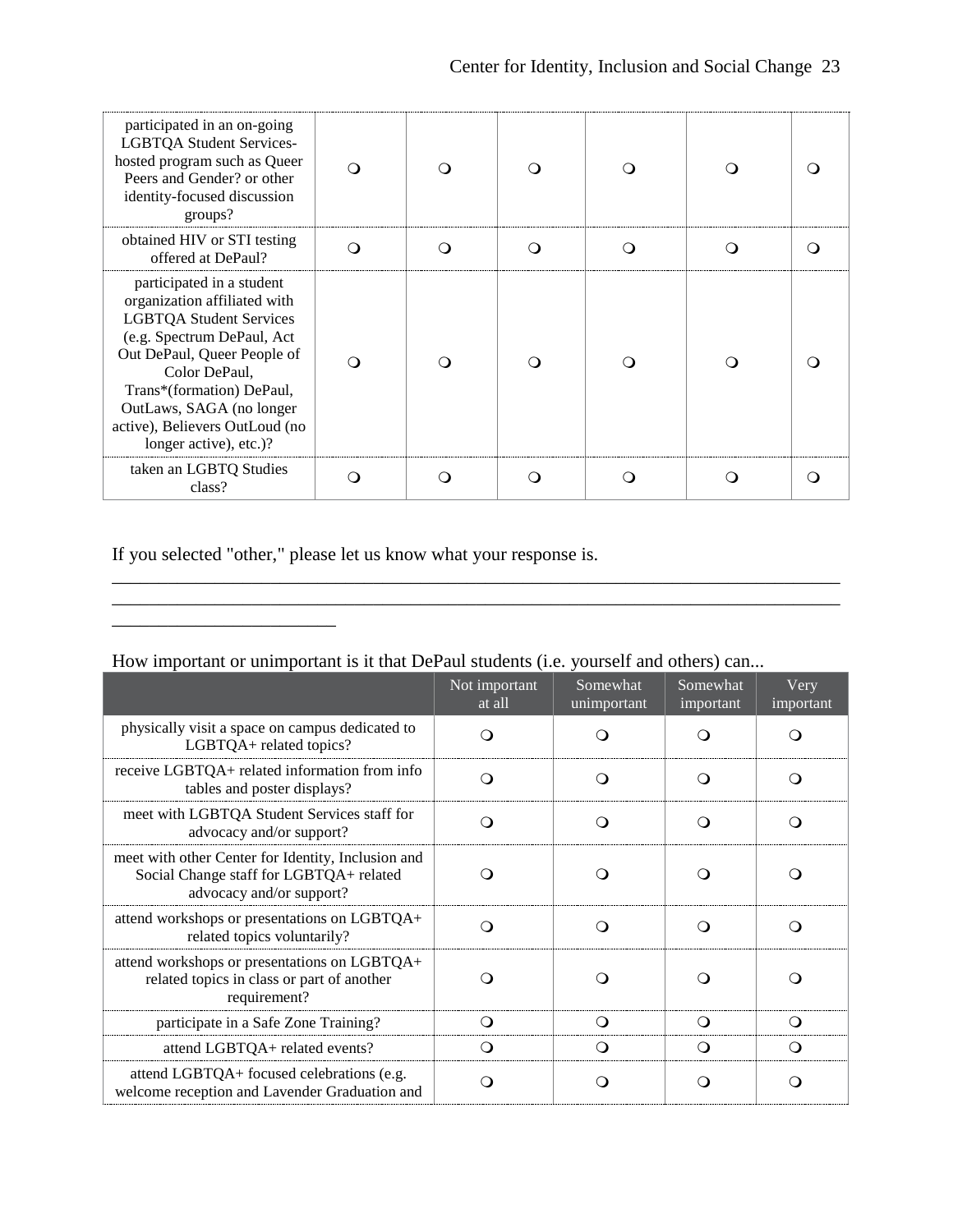| | | | | | | |
|---|---|---|---|---|---|---|
| participated in an on-going LGBTQA Student Services-hosted program such as Queer Peers and Gender? or other identity-focused discussion groups? | ❍ | ❍ | ❍ | ❍ | ❍ | ❍ |
| obtained HIV or STI testing offered at DePaul? | ❍ | ❍ | ❍ | ❍ | ❍ | ❍ |
| participated in a student organization affiliated with LGBTQA Student Services (e.g. Spectrum DePaul, Act Out DePaul, Queer People of Color DePaul, Trans*(formation) DePaul, OutLaws, SAGA (no longer active), Believers OutLoud (no longer active), etc.)? | ❍ | ❍ | ❍ | ❍ | ❍ | ❍ |
| taken an LGBTQ Studies class? | ❍ | ❍ | ❍ | ❍ | ❍ | ❍ |

If you selected "other," please let us know what your response is.

________________________________________________________________

________________________________________________________________

____________________

How important or unimportant is it that DePaul students (i.e. yourself and others) can...

| | Not important at all | Somewhat unimportant | Somewhat important | Very important |
|---|---|---|---|---|
| physically visit a space on campus dedicated to LGBTQA+ related topics? | ❍ | ❍ | ❍ | ❍ |
| receive LGBTQA+ related information from info tables and poster displays? | ❍ | ❍ | ❍ | ❍ |
| meet with LGBTQA Student Services staff for advocacy and/or support? | ❍ | ❍ | ❍ | ❍ |
| meet with other Center for Identity, Inclusion and Social Change staff for LGBTQA+ related advocacy and/or support? | ❍ | ❍ | ❍ | ❍ |
| attend workshops or presentations on LGBTQA+ related topics voluntarily? | ❍ | ❍ | ❍ | ❍ |
| attend workshops or presentations on LGBTQA+ related topics in class or part of another requirement? | ❍ | ❍ | ❍ | ❍ |
| participate in a Safe Zone Training? | ❍ | ❍ | ❍ | ❍ |
| attend LGBTQA+ related events? | ❍ | ❍ | ❍ | ❍ |
| attend LGBTQA+ focused celebrations (e.g. welcome reception and Lavender Graduation and | ❍ | ❍ | ❍ | ❍ |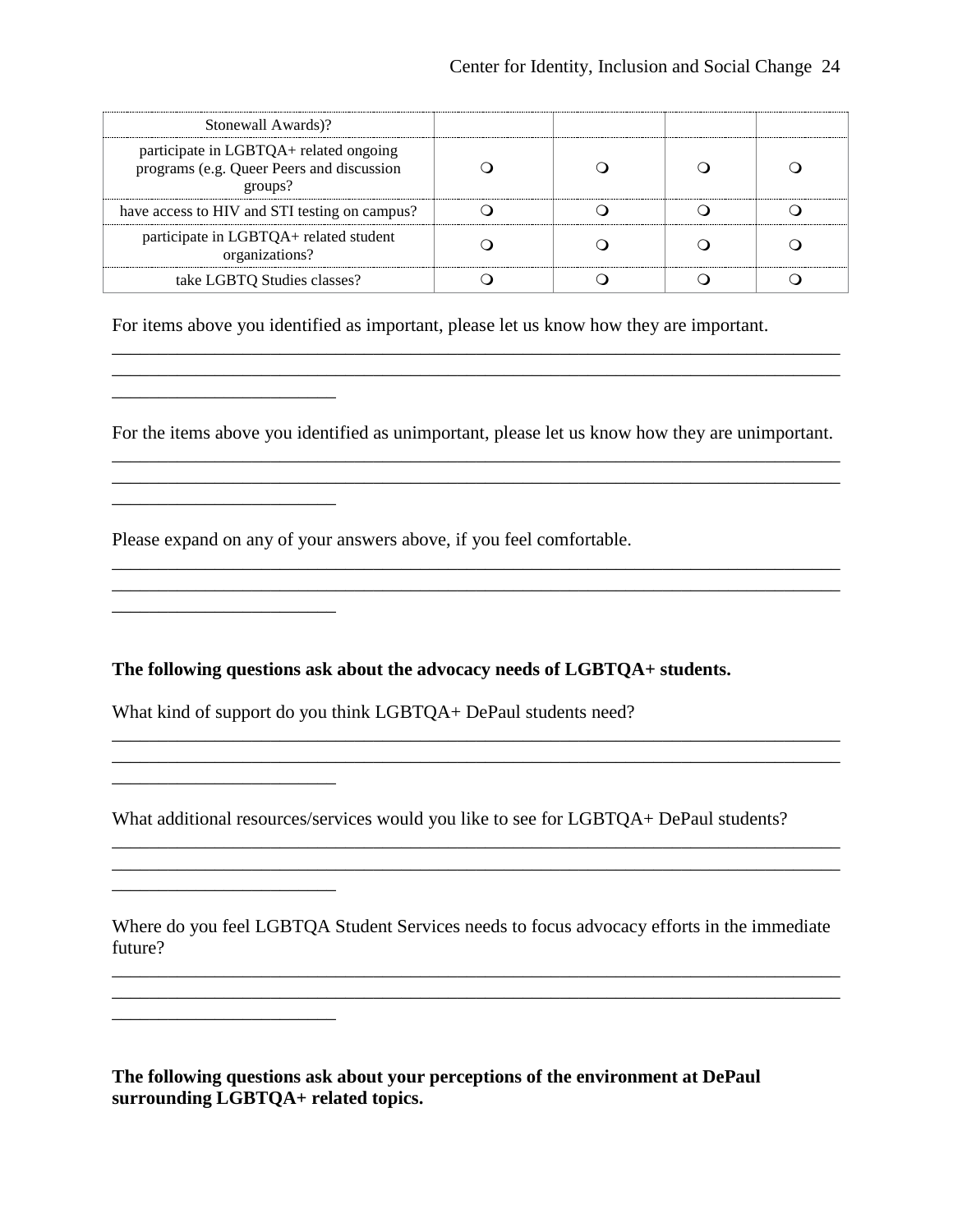| | | | | |
|---|---|---|---|---|
| Stonewall Awards)? | | | | |
| participate in LGBTQA+ related ongoing programs (e.g. Queer Peers and discussion groups? | ❍ | ❍ | ❍ | ❍ |
| have access to HIV and STI testing on campus? | ❍ | ❍ | ❍ | ❍ |
| participate in LGBTQA+ related student organizations? | ❍ | ❍ | ❍ | ❍ |
| take LGBTQ Studies classes? | ❍ | ❍ | ❍ | ❍ |

For items above you identified as important, please let us know how they are important.

________________________________________________________________________________
________________________________________________________________________________
________________________

For the items above you identified as unimportant, please let us know how they are unimportant.

________________________________________________________________________________
________________________________________________________________________________
________________________

Please expand on any of your answers above, if you feel comfortable.

________________________________________________________________________________
________________________________________________________________________________
________________________

**The following questions ask about the advocacy needs of LGBTQA+ students.**

What kind of support do you think LGBTQA+ DePaul students need?

________________________________________________________________________________
________________________________________________________________________________
________________________

What additional resources/services would you like to see for LGBTQA+ DePaul students?

________________________________________________________________________________
________________________________________________________________________________
________________________

Where do you feel LGBTQA Student Services needs to focus advocacy efforts in the immediate future?

________________________________________________________________________________
________________________________________________________________________________
________________________

**The following questions ask about your perceptions of the environment at DePaul surrounding LGBTQA+ related topics.**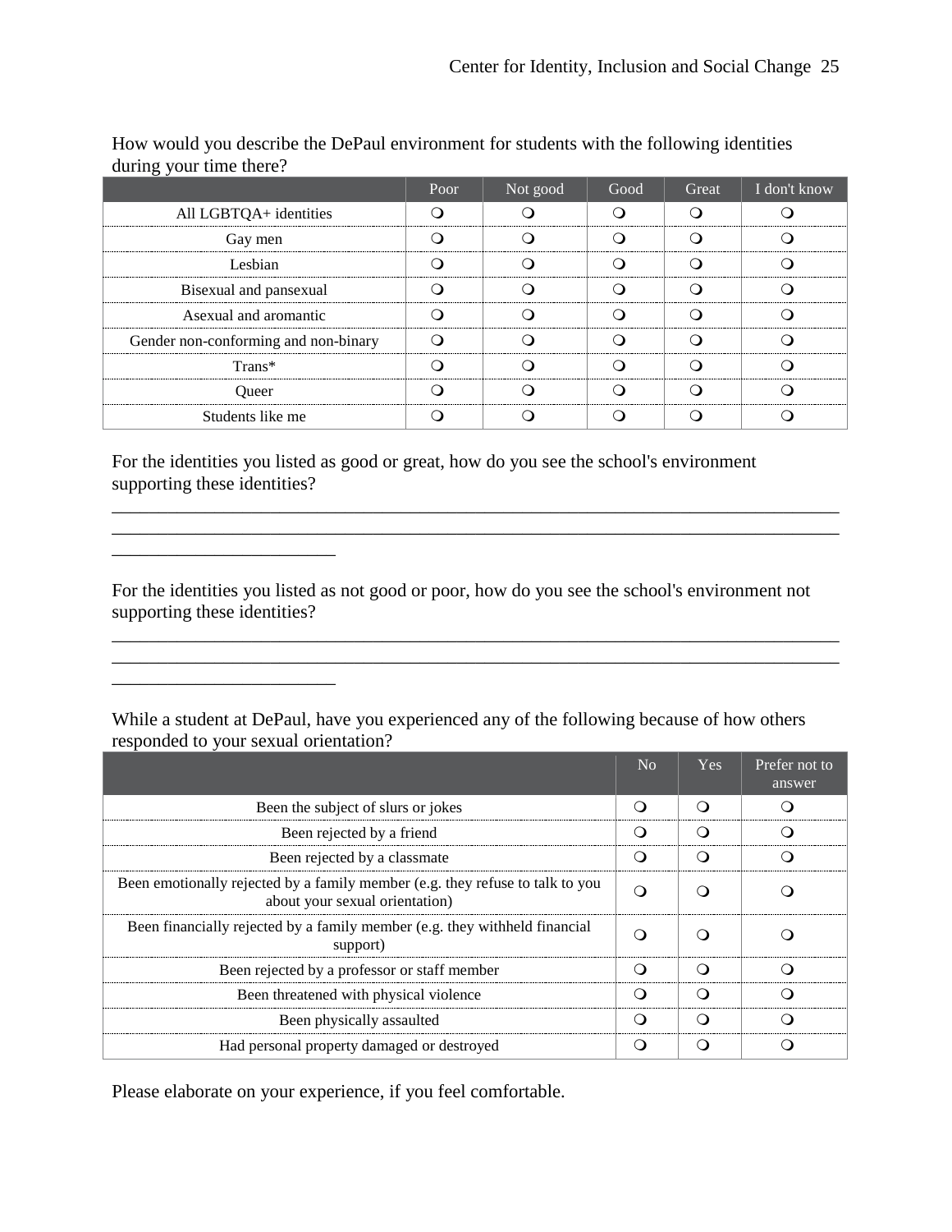How would you describe the DePaul environment for students with the following identities during your time there?

| | Poor | Not good | Good | Great | I don't know |
|---|---|---|---|---|---|
| All LGBTQA+ identities | ❍ | ❍ | ❍ | ❍ | ❍ |
| Gay men | ❍ | ❍ | ❍ | ❍ | ❍ |
| Lesbian | ❍ | ❍ | ❍ | ❍ | ❍ |
| Bisexual and pansexual | ❍ | ❍ | ❍ | ❍ | ❍ |
| Asexual and aromantic | ❍ | ❍ | ❍ | ❍ | ❍ |
| Gender non-conforming and non-binary | ❍ | ❍ | ❍ | ❍ | ❍ |
| Trans* | ❍ | ❍ | ❍ | ❍ | ❍ |
| Queer | ❍ | ❍ | ❍ | ❍ | ❍ |
| Students like me | ❍ | ❍ | ❍ | ❍ | ❍ |

For the identities you listed as good or great, how do you see the school's environment supporting these identities?

________________________________________________________________________________
________________________________________________________________________________
________________________

For the identities you listed as not good or poor, how do you see the school's environment not supporting these identities?

________________________________________________________________________________
________________________________________________________________________________
________________________

While a student at DePaul, have you experienced any of the following because of how others responded to your sexual orientation?

| | No | Yes | Prefer not to answer |
|---|---|---|---|
| Been the subject of slurs or jokes | ❍ | ❍ | ❍ |
| Been rejected by a friend | ❍ | ❍ | ❍ |
| Been rejected by a classmate | ❍ | ❍ | ❍ |
| Been emotionally rejected by a family member (e.g. they refuse to talk to you about your sexual orientation) | ❍ | ❍ | ❍ |
| Been financially rejected by a family member (e.g. they withheld financial support) | ❍ | ❍ | ❍ |
| Been rejected by a professor or staff member | ❍ | ❍ | ❍ |
| Been threatened with physical violence | ❍ | ❍ | ❍ |
| Been physically assaulted | ❍ | ❍ | ❍ |
| Had personal property damaged or destroyed | ❍ | ❍ | ❍ |

Please elaborate on your experience, if you feel comfortable.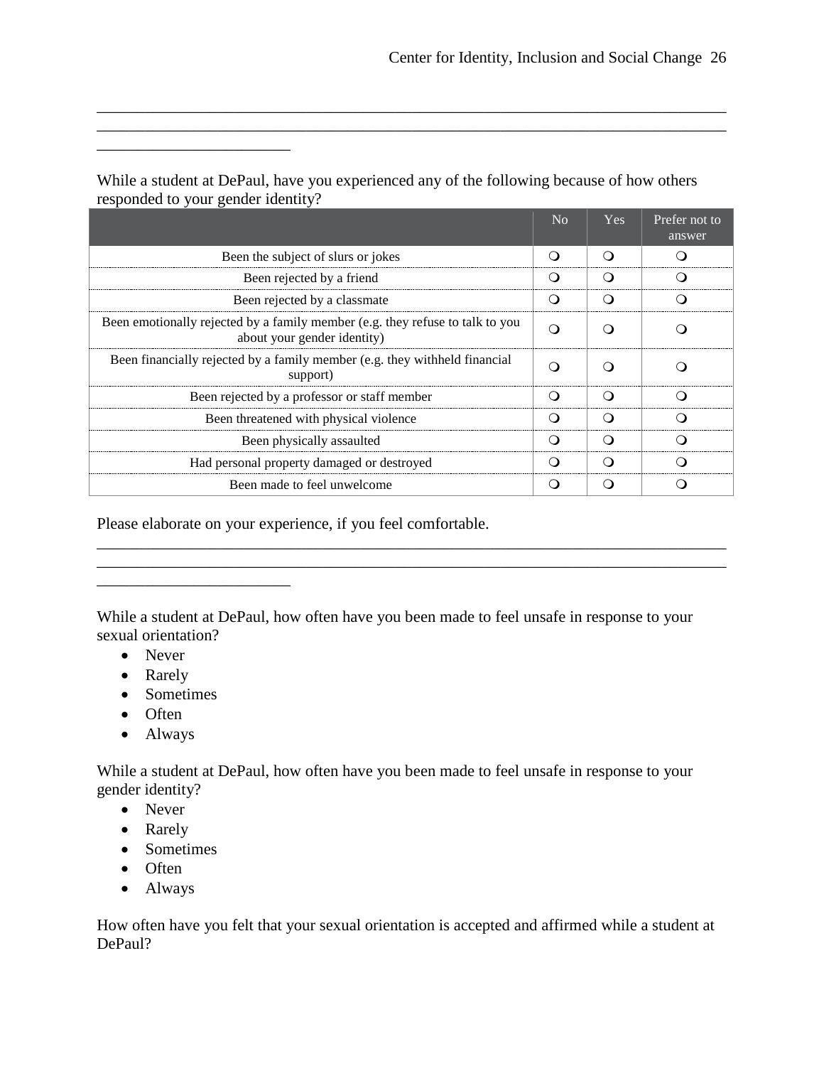________________________________________________________________________________________________________________________________________________________________________________________________

While a student at DePaul, have you experienced any of the following because of how others responded to your gender identity?

| | No | Yes | Prefer not to answer |
|---|---|---|---|
| Been the subject of slurs or jokes | ❍ | ❍ | ❍ |
| Been rejected by a friend | ❍ | ❍ | ❍ |
| Been rejected by a classmate | ❍ | ❍ | ❍ |
| Been emotionally rejected by a family member (e.g. they refuse to talk to you about your gender identity) | ❍ | ❍ | ❍ |
| Been financially rejected by a family member (e.g. they withheld financial support) | ❍ | ❍ | ❍ |
| Been rejected by a professor or staff member | ❍ | ❍ | ❍ |
| Been threatened with physical violence | ❍ | ❍ | ❍ |
| Been physically assaulted | ❍ | ❍ | ❍ |
| Had personal property damaged or destroyed | ❍ | ❍ | ❍ |
| Been made to feel unwelcome | ❍ | ❍ | ❍ |

Please elaborate on your experience, if you feel comfortable.

________________________________________________________________________________________________________________________________________________________________________________________________

While a student at DePaul, how often have you been made to feel unsafe in response to your sexual orientation?

- Never
- Rarely
- Sometimes
- Often
- Always

While a student at DePaul, how often have you been made to feel unsafe in response to your gender identity?

- Never
- Rarely
- Sometimes
- Often
- Always

How often have you felt that your sexual orientation is accepted and affirmed while a student at DePaul?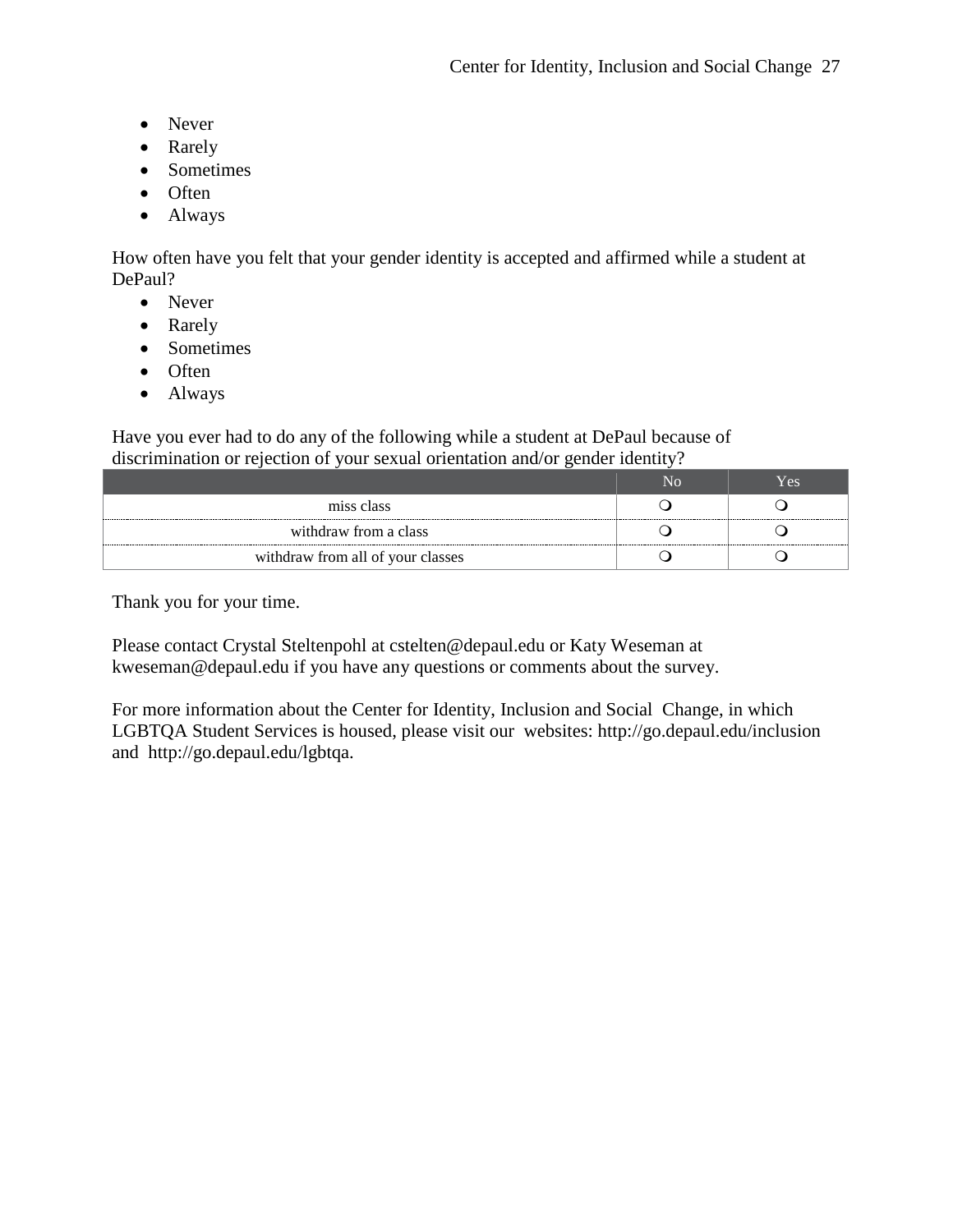- Never
- Rarely
- Sometimes
- Often
- Always

How often have you felt that your gender identity is accepted and affirmed while a student at DePaul?

- Never
- Rarely
- Sometimes
- Often
- Always

Have you ever had to do any of the following while a student at DePaul because of discrimination or rejection of your sexual orientation and/or gender identity?

| | No | Yes |
|---|---|---|
| miss class | ❍ | ❍ |
| withdraw from a class | ❍ | ❍ |
| withdraw from all of your classes | ❍ | ❍ |

Thank you for your time.

Please contact Crystal Steltenpohl at cstelten@depaul.edu or Katy Weseman at kweseman@depaul.edu if you have any questions or comments about the survey.

For more information about the Center for Identity, Inclusion and Social Change, in which LGBTQA Student Services is housed, please visit our websites: http://go.depaul.edu/inclusion and http://go.depaul.edu/lgbtqa.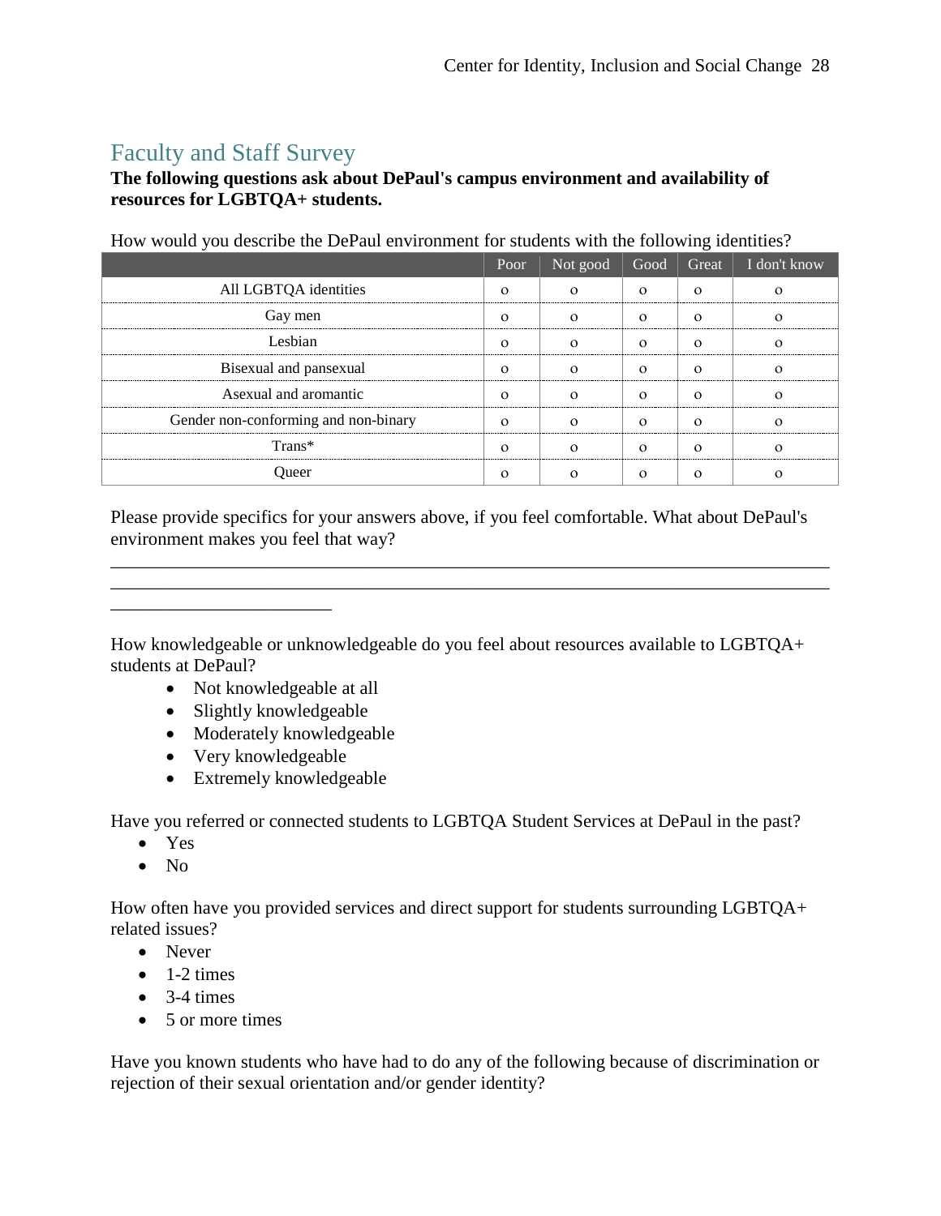## Faculty and Staff Survey

**The following questions ask about DePaul's campus environment and availability of resources for LGBTQA+ students.**

How would you describe the DePaul environment for students with the following identities?

| | Poor | Not good | Good | Great | I don't know |
|---|---|---|---|---|---|
| All LGBTQA identities | o | o | o | o | o |
| Gay men | o | o | o | o | o |
| Lesbian | o | o | o | o | o |
| Bisexual and pansexual | o | o | o | o | o |
| Asexual and aromantic | o | o | o | o | o |
| Gender non-conforming and non-binary | o | o | o | o | o |
| Trans* | o | o | o | o | o |
| Queer | o | o | o | o | o |

Please provide specifics for your answers above, if you feel comfortable. What about DePaul's environment makes you feel that way?

________________________________________________________________________________
________________________________________________________________________________
________________________

How knowledgeable or unknowledgeable do you feel about resources available to LGBTQA+ students at DePaul?

- Not knowledgeable at all
- Slightly knowledgeable
- Moderately knowledgeable
- Very knowledgeable
- Extremely knowledgeable

Have you referred or connected students to LGBTQA Student Services at DePaul in the past?

- Yes
- No

How often have you provided services and direct support for students surrounding LGBTQA+ related issues?

- Never
- 1-2 times
- 3-4 times
- 5 or more times

Have you known students who have had to do any of the following because of discrimination or rejection of their sexual orientation and/or gender identity?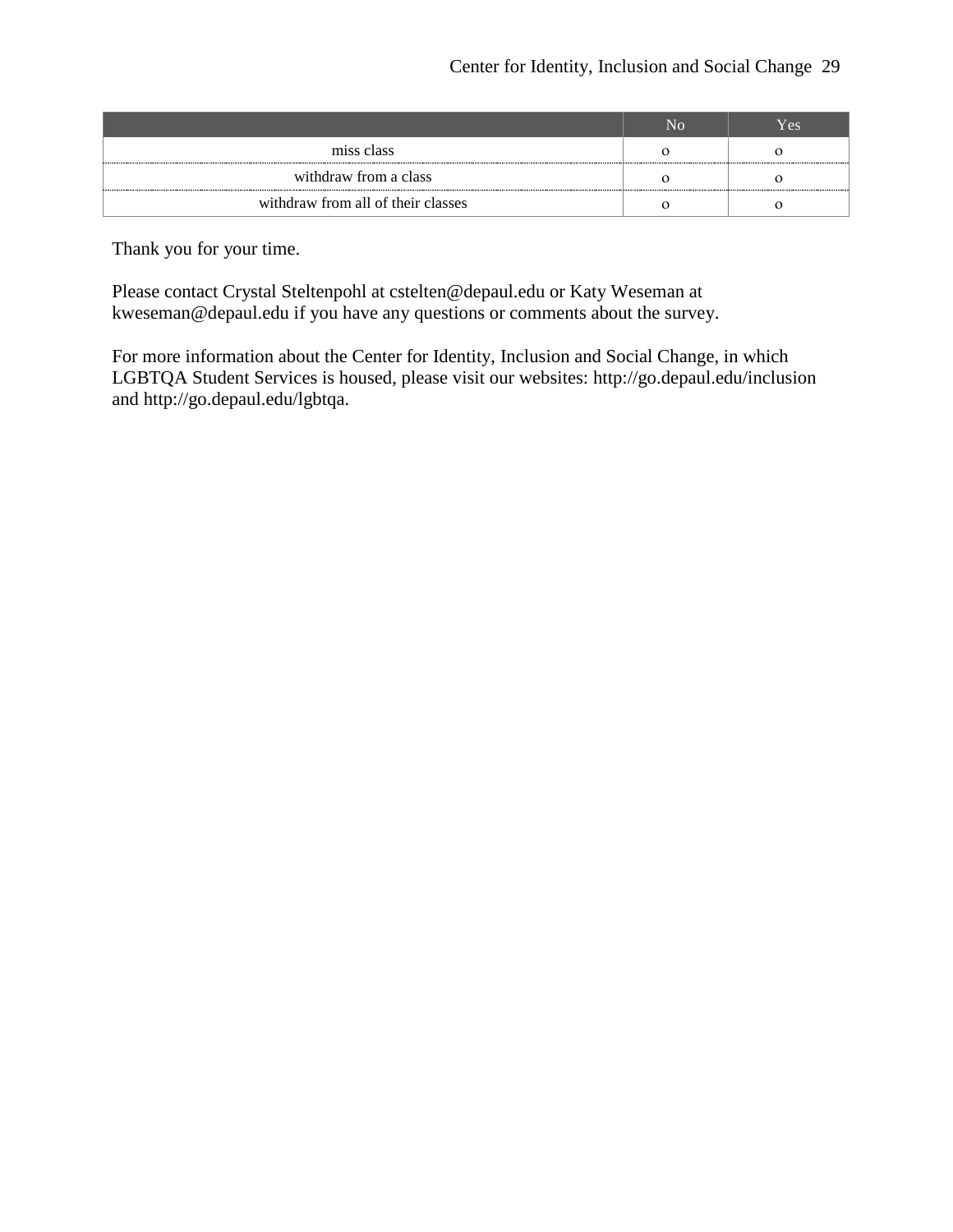| | No | Yes |
|---|---|---|
| miss class | o | o |
| withdraw from a class | o | o |
| withdraw from all of their classes | o | o |

Thank you for your time.

Please contact Crystal Steltenpohl at cstelten@depaul.edu or Katy Weseman at kweseman@depaul.edu if you have any questions or comments about the survey.

For more information about the Center for Identity, Inclusion and Social Change, in which LGBTQA Student Services is housed, please visit our websites: http://go.depaul.edu/inclusion and http://go.depaul.edu/lgbtqa.